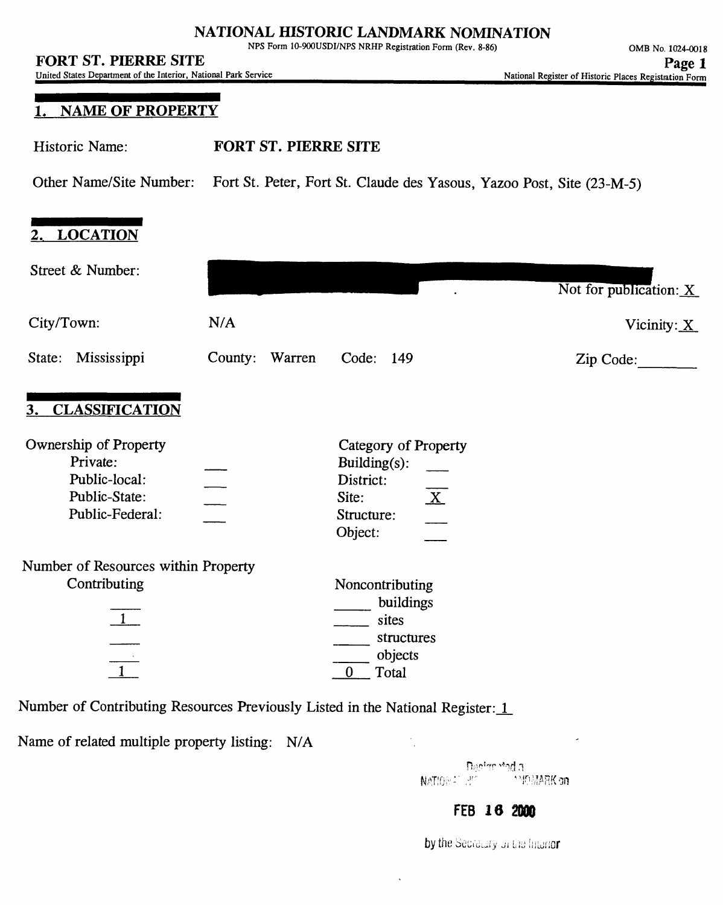# NATIONAL HISTORIC LANDMARK NOMINATION

NPS Form 10-900USDI/NPS NRHP Registration Form (Rev. 8-86)

OMB No. 1024-0018

**FORT ST. PIERRE SITE**

United States Department of the Interior, National Park Service

National Register of Historic Places Registration Form

## 1. NAME OF PROPERTY

Historic Name: **FORT ST. PIERRE SITE**

Other Name/Site Number: Fort St. Peter, Fort St. Claude des Yasous, Yazoo Post, Site (23-M-5)

## 2. LOCATION

Street & Number: [redacted] Not for publication: X

City/Town: N/A Vicinity: X

State: Mississippi County: Warren Code: 149 Zip Code: ____

## 3. CLASSIFICATION

| Ownership of Property | | Category of Property | |
|---|---|---|---|
| Private: | ___ | Building(s): | ___ |
| Public-local: | ___ | District: | ___ |
| Public-State: | ___ | Site: | X |
| Public-Federal: | ___ | Structure: | ___ |
| | | Object: | ___ |

Number of Resources within Property

| Contributing | Noncontributing | |
|---|---|---|
| ___ | ___ | buildings |
| 1 | ___ | sites |
| ___ | ___ | structures |
| ___ | ___ | objects |
| 1 | 0 | Total |

Number of Contributing Resources Previously Listed in the National Register: 1

Name of related multiple property listing: N/A

Designated a NATIONAL HISTORIC LANDMARK on FEB 16 2000 by the Secretary of the Interior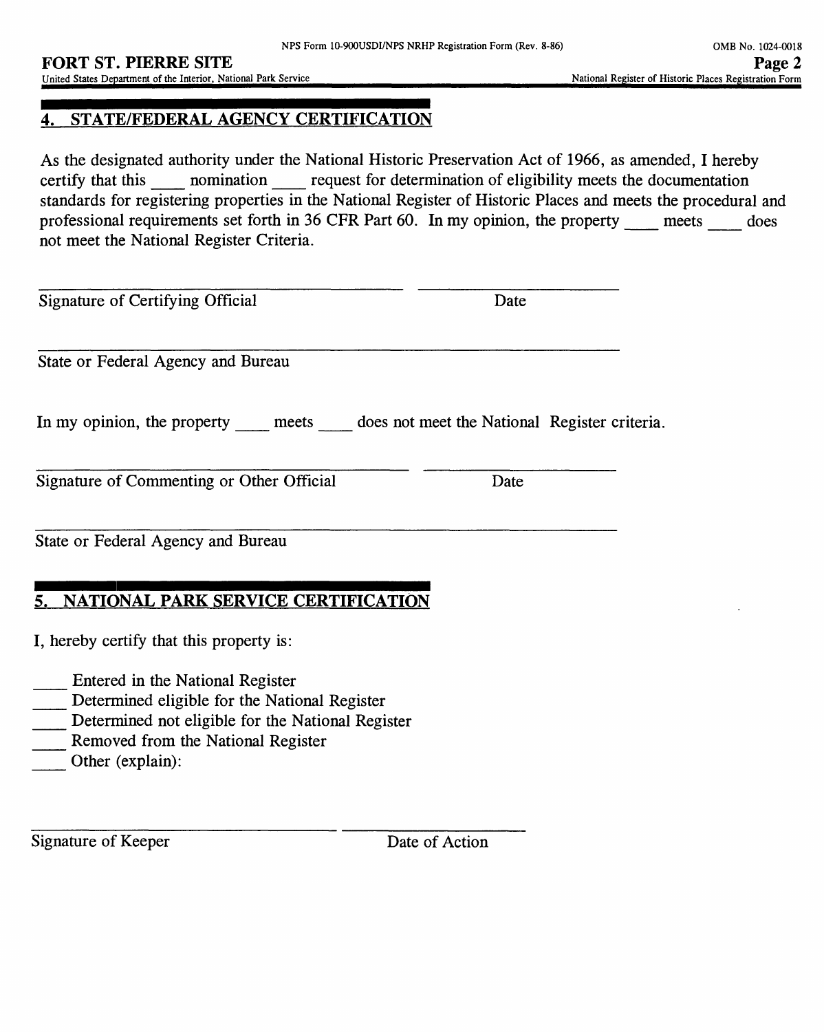## 4. STATE/FEDERAL AGENCY CERTIFICATION

As the designated authority under the National Historic Preservation Act of 1966, as amended, I hereby certify that this ____ nomination ____ request for determination of eligibility meets the documentation standards for registering properties in the National Register of Historic Places and meets the procedural and professional requirements set forth in 36 CFR Part 60. In my opinion, the property ____ meets ____ does not meet the National Register Criteria.

Signature of Certifying Official ____________________ Date ____________

State or Federal Agency and Bureau ____________________

In my opinion, the property ____ meets ____ does not meet the National Register criteria.

Signature of Commenting or Other Official ____________________ Date ____________

State or Federal Agency and Bureau ____________________

## 5. NATIONAL PARK SERVICE CERTIFICATION

I, hereby certify that this property is:

____ Entered in the National Register
____ Determined eligible for the National Register
____ Determined not eligible for the National Register
____ Removed from the National Register
____ Other (explain):

Signature of Keeper ____________________ Date of Action ____________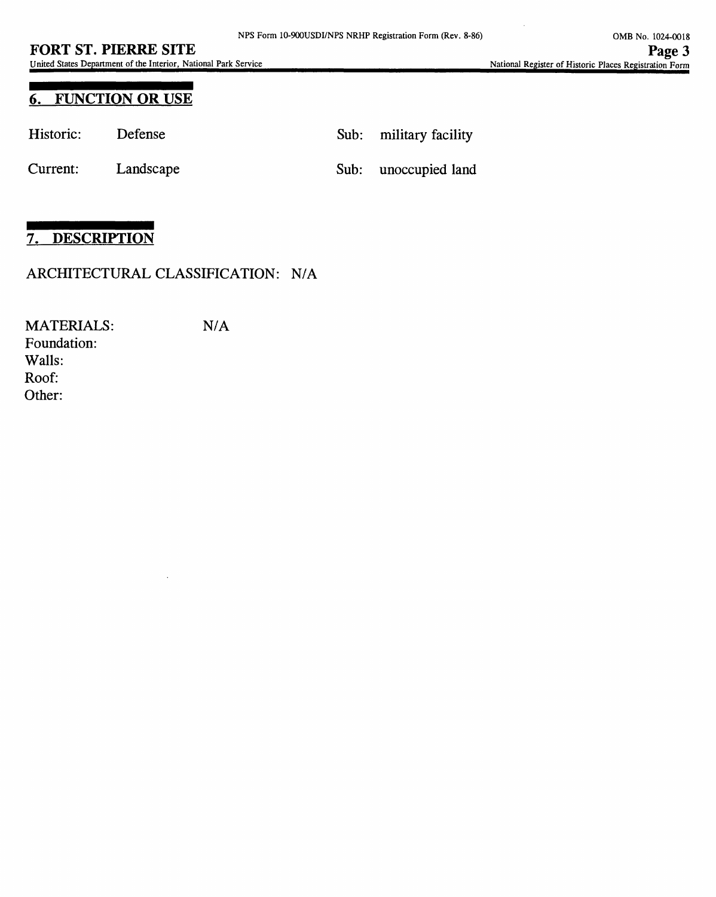## 6. FUNCTION OR USE

Historic: Defense — Sub: military facility

Current: Landscape — Sub: unoccupied land

## 7. DESCRIPTION

ARCHITECTURAL CLASSIFICATION: N/A

MATERIALS: N/A
Foundation:
Walls:
Roof:
Other: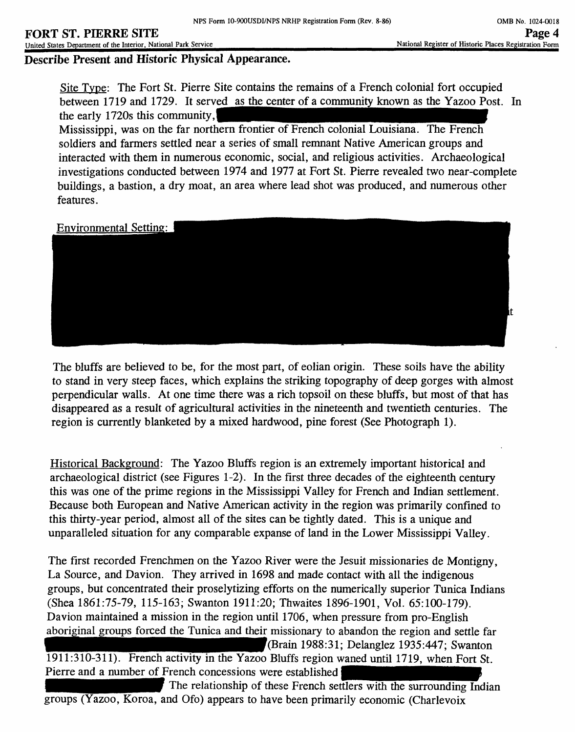## Describe Present and Historic Physical Appearance.

Site Type: The Fort St. Pierre Site contains the remains of a French colonial fort occupied between 1719 and 1729. It served as the center of a community known as the Yazoo Post. In the early 1720s this community, Mississippi, was on the far northern frontier of French colonial Louisiana. The French soldiers and farmers settled near a series of small remnant Native American groups and interacted with them in numerous economic, social, and religious activities. Archaeological investigations conducted between 1974 and 1977 at Fort St. Pierre revealed two near-complete buildings, a bastion, a dry moat, an area where lead shot was produced, and numerous other features.

Environmental Setting:

The bluffs are believed to be, for the most part, of eolian origin. These soils have the ability to stand in very steep faces, which explains the striking topography of deep gorges with almost perpendicular walls. At one time there was a rich topsoil on these bluffs, but most of that has disappeared as a result of agricultural activities in the nineteenth and twentieth centuries. The region is currently blanketed by a mixed hardwood, pine forest (See Photograph 1).

Historical Background: The Yazoo Bluffs region is an extremely important historical and archaeological district (see Figures 1-2). In the first three decades of the eighteenth century this was one of the prime regions in the Mississippi Valley for French and Indian settlement. Because both European and Native American activity in the region was primarily confined to this thirty-year period, almost all of the sites can be tightly dated. This is a unique and unparalleled situation for any comparable expanse of land in the Lower Mississippi Valley.

The first recorded Frenchmen on the Yazoo River were the Jesuit missionaries de Montigny, La Source, and Davion. They arrived in 1698 and made contact with all the indigenous groups, but concentrated their proselytizing efforts on the numerically superior Tunica Indians (Shea 1861:75-79, 115-163; Swanton 1911:20; Thwaites 1896-1901, Vol. 65:100-179). Davion maintained a mission in the region until 1706, when pressure from pro-English aboriginal groups forced the Tunica and their missionary to abandon the region and settle far (Brain 1988:31; Delanglez 1935:447; Swanton 1911:310-311). French activity in the Yazoo Bluffs region waned until 1719, when Fort St. Pierre and a number of French concessions were established The relationship of these French settlers with the surrounding Indian groups (Yazoo, Koroa, and Ofo) appears to have been primarily economic (Charlevoix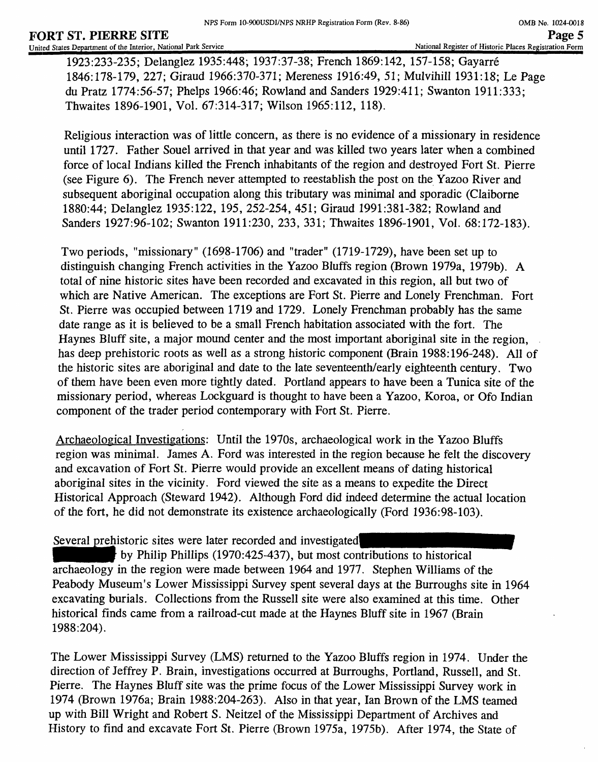1923:233-235; Delanglez 1935:448; 1937:37-38; French 1869:142, 157-158; Gayarré 1846:178-179, 227; Giraud 1966:370-371; Mereness 1916:49, 51; Mulvihill 1931:18; Le Page du Pratz 1774:56-57; Phelps 1966:46; Rowland and Sanders 1929:411; Swanton 1911:333; Thwaites 1896-1901, Vol. 67:314-317; Wilson 1965:112, 118).

Religious interaction was of little concern, as there is no evidence of a missionary in residence until 1727. Father Souel arrived in that year and was killed two years later when a combined force of local Indians killed the French inhabitants of the region and destroyed Fort St. Pierre (see Figure 6). The French never attempted to reestablish the post on the Yazoo River and subsequent aboriginal occupation along this tributary was minimal and sporadic (Claiborne 1880:44; Delanglez 1935:122, 195, 252-254, 451; Giraud 1991:381-382; Rowland and Sanders 1927:96-102; Swanton 1911:230, 233, 331; Thwaites 1896-1901, Vol. 68:172-183).

Two periods, "missionary" (1698-1706) and "trader" (1719-1729), have been set up to distinguish changing French activities in the Yazoo Bluffs region (Brown 1979a, 1979b). A total of nine historic sites have been recorded and excavated in this region, all but two of which are Native American. The exceptions are Fort St. Pierre and Lonely Frenchman. Fort St. Pierre was occupied between 1719 and 1729. Lonely Frenchman probably has the same date range as it is believed to be a small French habitation associated with the fort. The Haynes Bluff site, a major mound center and the most important aboriginal site in the region, has deep prehistoric roots as well as a strong historic component (Brain 1988:196-248). All of the historic sites are aboriginal and date to the late seventeenth/early eighteenth century. Two of them have been even more tightly dated. Portland appears to have been a Tunica site of the missionary period, whereas Lockguard is thought to have been a Yazoo, Koroa, or Ofo Indian component of the trader period contemporary with Fort St. Pierre.

Archaeological Investigations: Until the 1970s, archaeological work in the Yazoo Bluffs region was minimal. James A. Ford was interested in the region because he felt the discovery and excavation of Fort St. Pierre would provide an excellent means of dating historical aboriginal sites in the vicinity. Ford viewed the site as a means to expedite the Direct Historical Approach (Steward 1942). Although Ford did indeed determine the actual location of the fort, he did not demonstrate its existence archaeologically (Ford 1936:98-103).

Several prehistoric sites were later recorded and investigated [redacted] by Philip Phillips (1970:425-437), but most contributions to historical archaeology in the region were made between 1964 and 1977. Stephen Williams of the Peabody Museum's Lower Mississippi Survey spent several days at the Burroughs site in 1964 excavating burials. Collections from the Russell site were also examined at this time. Other historical finds came from a railroad-cut made at the Haynes Bluff site in 1967 (Brain 1988:204).

The Lower Mississippi Survey (LMS) returned to the Yazoo Bluffs region in 1974. Under the direction of Jeffrey P. Brain, investigations occurred at Burroughs, Portland, Russell, and St. Pierre. The Haynes Bluff site was the prime focus of the Lower Mississippi Survey work in 1974 (Brown 1976a; Brain 1988:204-263). Also in that year, Ian Brown of the LMS teamed up with Bill Wright and Robert S. Neitzel of the Mississippi Department of Archives and History to find and excavate Fort St. Pierre (Brown 1975a, 1975b). After 1974, the State of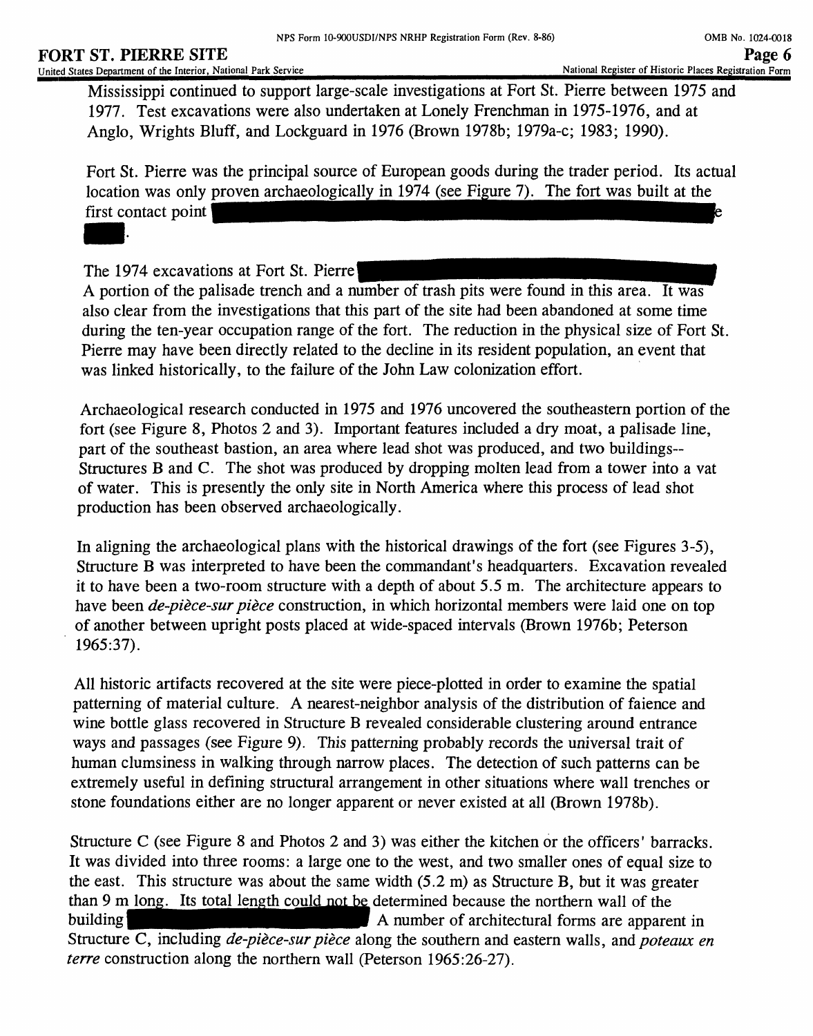Mississippi continued to support large-scale investigations at Fort St. Pierre between 1975 and 1977. Test excavations were also undertaken at Lonely Frenchman in 1975-1976, and at Anglo, Wrights Bluff, and Lockguard in 1976 (Brown 1978b; 1979a-c; 1983; 1990).

Fort St. Pierre was the principal source of European goods during the trader period. Its actual location was only proven archaeologically in 1974 (see Figure 7). The fort was built at the first contact point e .

The 1974 excavations at Fort St. Pierre A portion of the palisade trench and a number of trash pits were found in this area. It was also clear from the investigations that this part of the site had been abandoned at some time during the ten-year occupation range of the fort. The reduction in the physical size of Fort St. Pierre may have been directly related to the decline in its resident population, an event that was linked historically, to the failure of the John Law colonization effort.

Archaeological research conducted in 1975 and 1976 uncovered the southeastern portion of the fort (see Figure 8, Photos 2 and 3). Important features included a dry moat, a palisade line, part of the southeast bastion, an area where lead shot was produced, and two buildings--Structures B and C. The shot was produced by dropping molten lead from a tower into a vat of water. This is presently the only site in North America where this process of lead shot production has been observed archaeologically.

In aligning the archaeological plans with the historical drawings of the fort (see Figures 3-5), Structure B was interpreted to have been the commandant's headquarters. Excavation revealed it to have been a two-room structure with a depth of about 5.5 m. The architecture appears to have been *de-pièce-sur pièce* construction, in which horizontal members were laid one on top of another between upright posts placed at wide-spaced intervals (Brown 1976b; Peterson 1965:37).

All historic artifacts recovered at the site were piece-plotted in order to examine the spatial patterning of material culture. A nearest-neighbor analysis of the distribution of faience and wine bottle glass recovered in Structure B revealed considerable clustering around entrance ways and passages (see Figure 9). This patterning probably records the universal trait of human clumsiness in walking through narrow places. The detection of such patterns can be extremely useful in defining structural arrangement in other situations where wall trenches or stone foundations either are no longer apparent or never existed at all (Brown 1978b).

Structure C (see Figure 8 and Photos 2 and 3) was either the kitchen or the officers' barracks. It was divided into three rooms: a large one to the west, and two smaller ones of equal size to the east. This structure was about the same width (5.2 m) as Structure B, but it was greater than 9 m long. Its total length could not be determined because the northern wall of the building A number of architectural forms are apparent in Structure C, including *de-pièce-sur pièce* along the southern and eastern walls, and *poteaux en terre* construction along the northern wall (Peterson 1965:26-27).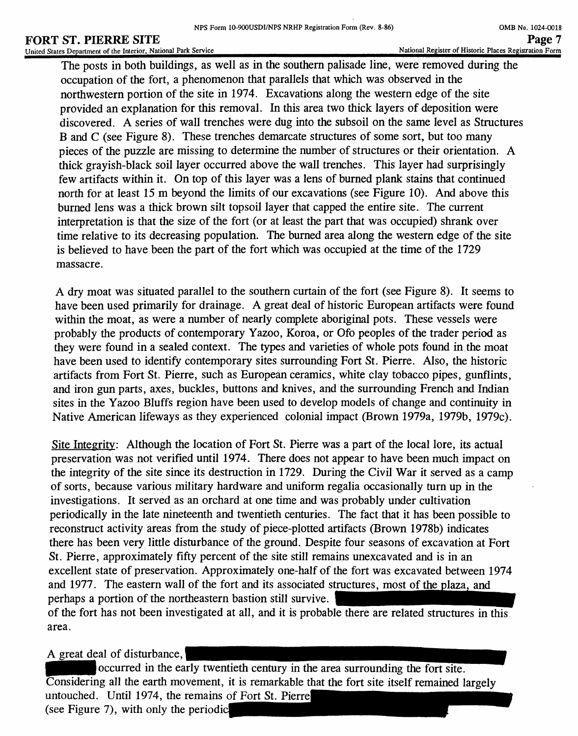The posts in both buildings, as well as in the southern palisade line, were removed during the occupation of the fort, a phenomenon that parallels that which was observed in the northwestern portion of the site in 1974. Excavations along the western edge of the site provided an explanation for this removal. In this area two thick layers of deposition were discovered. A series of wall trenches were dug into the subsoil on the same level as Structures B and C (see Figure 8). These trenches demarcate structures of some sort, but too many pieces of the puzzle are missing to determine the number of structures or their orientation. A thick grayish-black soil layer occurred above the wall trenches. This layer had surprisingly few artifacts within it. On top of this layer was a lens of burned plank stains that continued north for at least 15 m beyond the limits of our excavations (see Figure 10). And above this burned lens was a thick brown silt topsoil layer that capped the entire site. The current interpretation is that the size of the fort (or at least the part that was occupied) shrank over time relative to its decreasing population. The burned area along the western edge of the site is believed to have been the part of the fort which was occupied at the time of the 1729 massacre.

A dry moat was situated parallel to the southern curtain of the fort (see Figure 8). It seems to have been used primarily for drainage. A great deal of historic European artifacts were found within the moat, as were a number of nearly complete aboriginal pots. These vessels were probably the products of contemporary Yazoo, Koroa, or Ofo peoples of the trader period as they were found in a sealed context. The types and varieties of whole pots found in the moat have been used to identify contemporary sites surrounding Fort St. Pierre. Also, the historic artifacts from Fort St. Pierre, such as European ceramics, white clay tobacco pipes, gunflints, and iron gun parts, axes, buckles, buttons and knives, and the surrounding French and Indian sites in the Yazoo Bluffs region have been used to develop models of change and continuity in Native American lifeways as they experienced colonial impact (Brown 1979a, 1979b, 1979c).

Site Integrity: Although the location of Fort St. Pierre was a part of the local lore, its actual preservation was not verified until 1974. There does not appear to have been much impact on the integrity of the site since its destruction in 1729. During the Civil War it served as a camp of sorts, because various military hardware and uniform regalia occasionally turn up in the investigations. It served as an orchard at one time and was probably under cultivation periodically in the late nineteenth and twentieth centuries. The fact that it has been possible to reconstruct activity areas from the study of piece-plotted artifacts (Brown 1978b) indicates there has been very little disturbance of the ground. Despite four seasons of excavation at Fort St. Pierre, approximately fifty percent of the site still remains unexcavated and is in an excellent state of preservation. Approximately one-half of the fort was excavated between 1974 and 1977. The eastern wall of the fort and its associated structures, most of the plaza, and perhaps a portion of the northeastern bastion still survive. [REDACTED] of the fort has not been investigated at all, and it is probable there are related structures in this area.

A great deal of disturbance, [REDACTED] occurred in the early twentieth century in the area surrounding the fort site. Considering all the earth movement, it is remarkable that the fort site itself remained largely untouched. Until 1974, the remains of Fort St. Pierre [REDACTED] (see Figure 7), with only the periodic [REDACTED]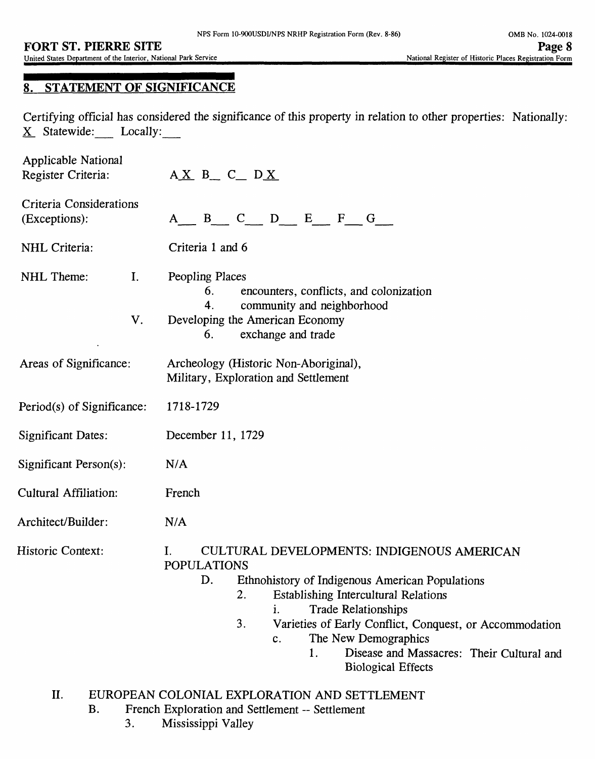## 8. STATEMENT OF SIGNIFICANCE

Certifying official has considered the significance of this property in relation to other properties: Nationally: X Statewide:___ Locally:___

Applicable National Register Criteria: A X B__ C__ D X

Criteria Considerations (Exceptions): A___ B___ C___ D___ E___ F___ G___

NHL Criteria: Criteria 1 and 6

NHL Theme:

- I. Peopling Places
  - 6. encounters, conflicts, and colonization
  - 4. community and neighborhood
- V. Developing the American Economy
  - 6. exchange and trade

Areas of Significance: Archeology (Historic Non-Aboriginal), Military, Exploration and Settlement

Period(s) of Significance: 1718-1729

Significant Dates: December 11, 1729

Significant Person(s): N/A

Cultural Affiliation: French

Architect/Builder: N/A

Historic Context:

- I. CULTURAL DEVELOPMENTS: INDIGENOUS AMERICAN POPULATIONS
  - D. Ethnohistory of Indigenous American Populations
    - 2. Establishing Intercultural Relations
      - i. Trade Relationships
    - 3. Varieties of Early Conflict, Conquest, or Accommodation
      - c. The New Demographics
        - 1. Disease and Massacres: Their Cultural and Biological Effects
- II. EUROPEAN COLONIAL EXPLORATION AND SETTLEMENT
  - B. French Exploration and Settlement -- Settlement
    - 3. Mississippi Valley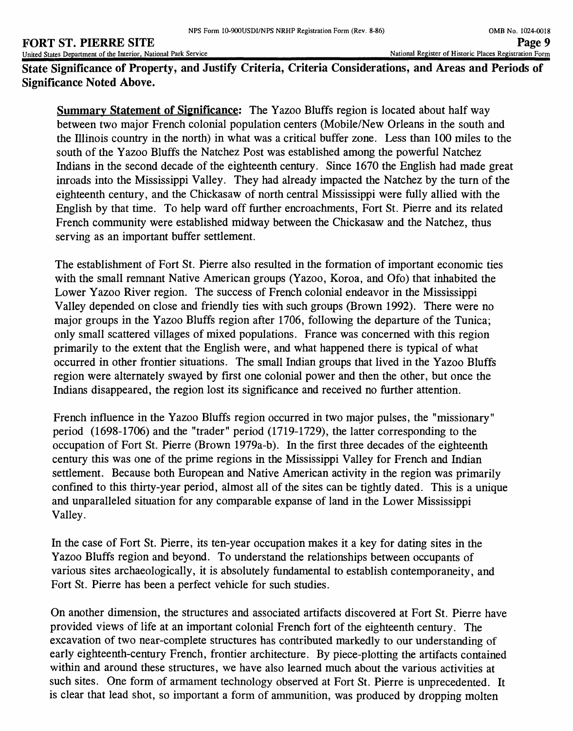**State Significance of Property, and Justify Criteria, Criteria Considerations, and Areas and Periods of Significance Noted Above.**

**Summary Statement of Significance:** The Yazoo Bluffs region is located about half way between two major French colonial population centers (Mobile/New Orleans in the south and the Illinois country in the north) in what was a critical buffer zone. Less than 100 miles to the south of the Yazoo Bluffs the Natchez Post was established among the powerful Natchez Indians in the second decade of the eighteenth century. Since 1670 the English had made great inroads into the Mississippi Valley. They had already impacted the Natchez by the turn of the eighteenth century, and the Chickasaw of north central Mississippi were fully allied with the English by that time. To help ward off further encroachments, Fort St. Pierre and its related French community were established midway between the Chickasaw and the Natchez, thus serving as an important buffer settlement.

The establishment of Fort St. Pierre also resulted in the formation of important economic ties with the small remnant Native American groups (Yazoo, Koroa, and Ofo) that inhabited the Lower Yazoo River region. The success of French colonial endeavor in the Mississippi Valley depended on close and friendly ties with such groups (Brown 1992). There were no major groups in the Yazoo Bluffs region after 1706, following the departure of the Tunica; only small scattered villages of mixed populations. France was concerned with this region primarily to the extent that the English were, and what happened there is typical of what occurred in other frontier situations. The small Indian groups that lived in the Yazoo Bluffs region were alternately swayed by first one colonial power and then the other, but once the Indians disappeared, the region lost its significance and received no further attention.

French influence in the Yazoo Bluffs region occurred in two major pulses, the "missionary" period (1698-1706) and the "trader" period (1719-1729), the latter corresponding to the occupation of Fort St. Pierre (Brown 1979a-b). In the first three decades of the eighteenth century this was one of the prime regions in the Mississippi Valley for French and Indian settlement. Because both European and Native American activity in the region was primarily confined to this thirty-year period, almost all of the sites can be tightly dated. This is a unique and unparalleled situation for any comparable expanse of land in the Lower Mississippi Valley.

In the case of Fort St. Pierre, its ten-year occupation makes it a key for dating sites in the Yazoo Bluffs region and beyond. To understand the relationships between occupants of various sites archaeologically, it is absolutely fundamental to establish contemporaneity, and Fort St. Pierre has been a perfect vehicle for such studies.

On another dimension, the structures and associated artifacts discovered at Fort St. Pierre have provided views of life at an important colonial French fort of the eighteenth century. The excavation of two near-complete structures has contributed markedly to our understanding of early eighteenth-century French, frontier architecture. By piece-plotting the artifacts contained within and around these structures, we have also learned much about the various activities at such sites. One form of armament technology observed at Fort St. Pierre is unprecedented. It is clear that lead shot, so important a form of ammunition, was produced by dropping molten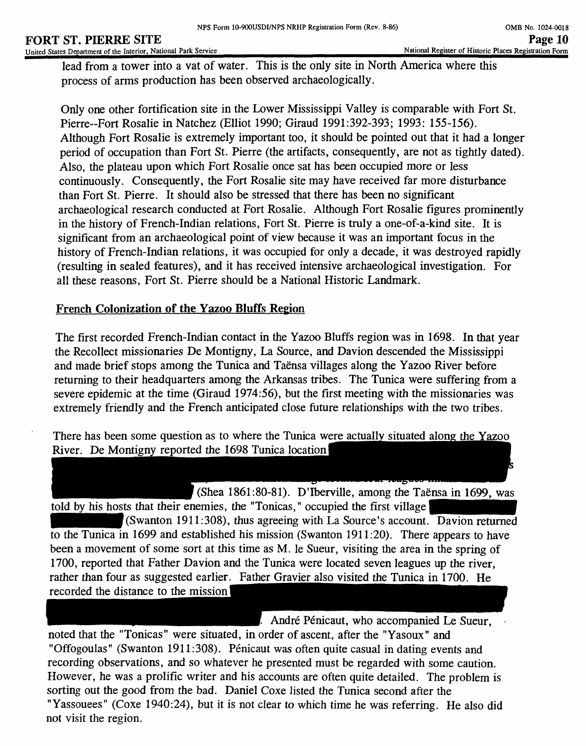lead from a tower into a vat of water. This is the only site in North America where this process of arms production has been observed archaeologically.

Only one other fortification site in the Lower Mississippi Valley is comparable with Fort St. Pierre--Fort Rosalie in Natchez (Elliot 1990; Giraud 1991:392-393; 1993: 155-156). Although Fort Rosalie is extremely important too, it should be pointed out that it had a longer period of occupation than Fort St. Pierre (the artifacts, consequently, are not as tightly dated). Also, the plateau upon which Fort Rosalie once sat has been occupied more or less continuously. Consequently, the Fort Rosalie site may have received far more disturbance than Fort St. Pierre. It should also be stressed that there has been no significant archaeological research conducted at Fort Rosalie. Although Fort Rosalie figures prominently in the history of French-Indian relations, Fort St. Pierre is truly a one-of-a-kind site. It is significant from an archaeological point of view because it was an important focus in the history of French-Indian relations, it was occupied for only a decade, it was destroyed rapidly (resulting in sealed features), and it has received intensive archaeological investigation. For all these reasons, Fort St. Pierre should be a National Historic Landmark.

## French Colonization of the Yazoo Bluffs Region

The first recorded French-Indian contact in the Yazoo Bluffs region was in 1698. In that year the Recollect missionaries De Montigny, La Source, and Davion descended the Mississippi and made brief stops among the Tunica and Taënsa villages along the Yazoo River before returning to their headquarters among the Arkansas tribes. The Tunica were suffering from a severe epidemic at the time (Giraud 1974:56), but the first meeting with the missionaries was extremely friendly and the French anticipated close future relationships with the two tribes.

There has been some question as to where the Tunica were actually situated along the Yazoo River. De Montigny reported the 1698 Tunica location [REDACTED] (Shea 1861:80-81). D'Iberville, among the Taënsa in 1699, was told by his hosts that their enemies, the "Tonicas," occupied the first village [REDACTED] (Swanton 1911:308), thus agreeing with La Source's account. Davion returned to the Tunica in 1699 and established his mission (Swanton 1911:20). There appears to have been a movement of some sort at this time as M. le Sueur, visiting the area in the spring of 1700, reported that Father Davion and the Tunica were located seven leagues up the river, rather than four as suggested earlier. Father Gravier also visited the Tunica in 1700. He recorded the distance to the mission [REDACTED]. André Pénicaut, who accompanied Le Sueur, noted that the "Tonicas" were situated, in order of ascent, after the "Yasoux" and "Offogoulas" (Swanton 1911:308). Pénicaut was often quite casual in dating events and recording observations, and so whatever he presented must be regarded with some caution. However, he was a prolific writer and his accounts are often quite detailed. The problem is sorting out the good from the bad. Daniel Coxe listed the Tunica second after the "Yassouees" (Coxe 1940:24), but it is not clear to which time he was referring. He also did not visit the region.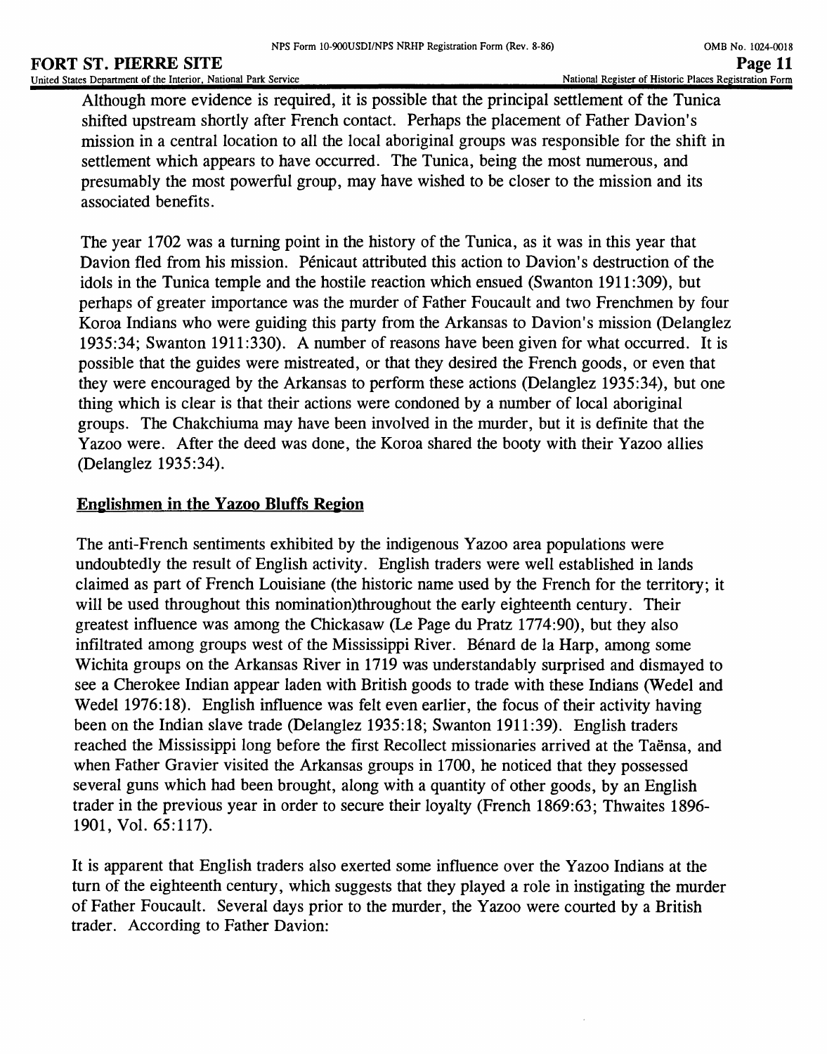Although more evidence is required, it is possible that the principal settlement of the Tunica shifted upstream shortly after French contact. Perhaps the placement of Father Davion's mission in a central location to all the local aboriginal groups was responsible for the shift in settlement which appears to have occurred. The Tunica, being the most numerous, and presumably the most powerful group, may have wished to be closer to the mission and its associated benefits.

The year 1702 was a turning point in the history of the Tunica, as it was in this year that Davion fled from his mission. Pénicaut attributed this action to Davion's destruction of the idols in the Tunica temple and the hostile reaction which ensued (Swanton 1911:309), but perhaps of greater importance was the murder of Father Foucault and two Frenchmen by four Koroa Indians who were guiding this party from the Arkansas to Davion's mission (Delanglez 1935:34; Swanton 1911:330). A number of reasons have been given for what occurred. It is possible that the guides were mistreated, or that they desired the French goods, or even that they were encouraged by the Arkansas to perform these actions (Delanglez 1935:34), but one thing which is clear is that their actions were condoned by a number of local aboriginal groups. The Chakchiuma may have been involved in the murder, but it is definite that the Yazoo were. After the deed was done, the Koroa shared the booty with their Yazoo allies (Delanglez 1935:34).

## Englishmen in the Yazoo Bluffs Region

The anti-French sentiments exhibited by the indigenous Yazoo area populations were undoubtedly the result of English activity. English traders were well established in lands claimed as part of French Louisiane (the historic name used by the French for the territory; it will be used throughout this nomination)throughout the early eighteenth century. Their greatest influence was among the Chickasaw (Le Page du Pratz 1774:90), but they also infiltrated among groups west of the Mississippi River. Bénard de la Harp, among some Wichita groups on the Arkansas River in 1719 was understandably surprised and dismayed to see a Cherokee Indian appear laden with British goods to trade with these Indians (Wedel and Wedel 1976:18). English influence was felt even earlier, the focus of their activity having been on the Indian slave trade (Delanglez 1935:18; Swanton 1911:39). English traders reached the Mississippi long before the first Recollect missionaries arrived at the Taënsa, and when Father Gravier visited the Arkansas groups in 1700, he noticed that they possessed several guns which had been brought, along with a quantity of other goods, by an English trader in the previous year in order to secure their loyalty (French 1869:63; Thwaites 1896-1901, Vol. 65:117).

It is apparent that English traders also exerted some influence over the Yazoo Indians at the turn of the eighteenth century, which suggests that they played a role in instigating the murder of Father Foucault. Several days prior to the murder, the Yazoo were courted by a British trader. According to Father Davion: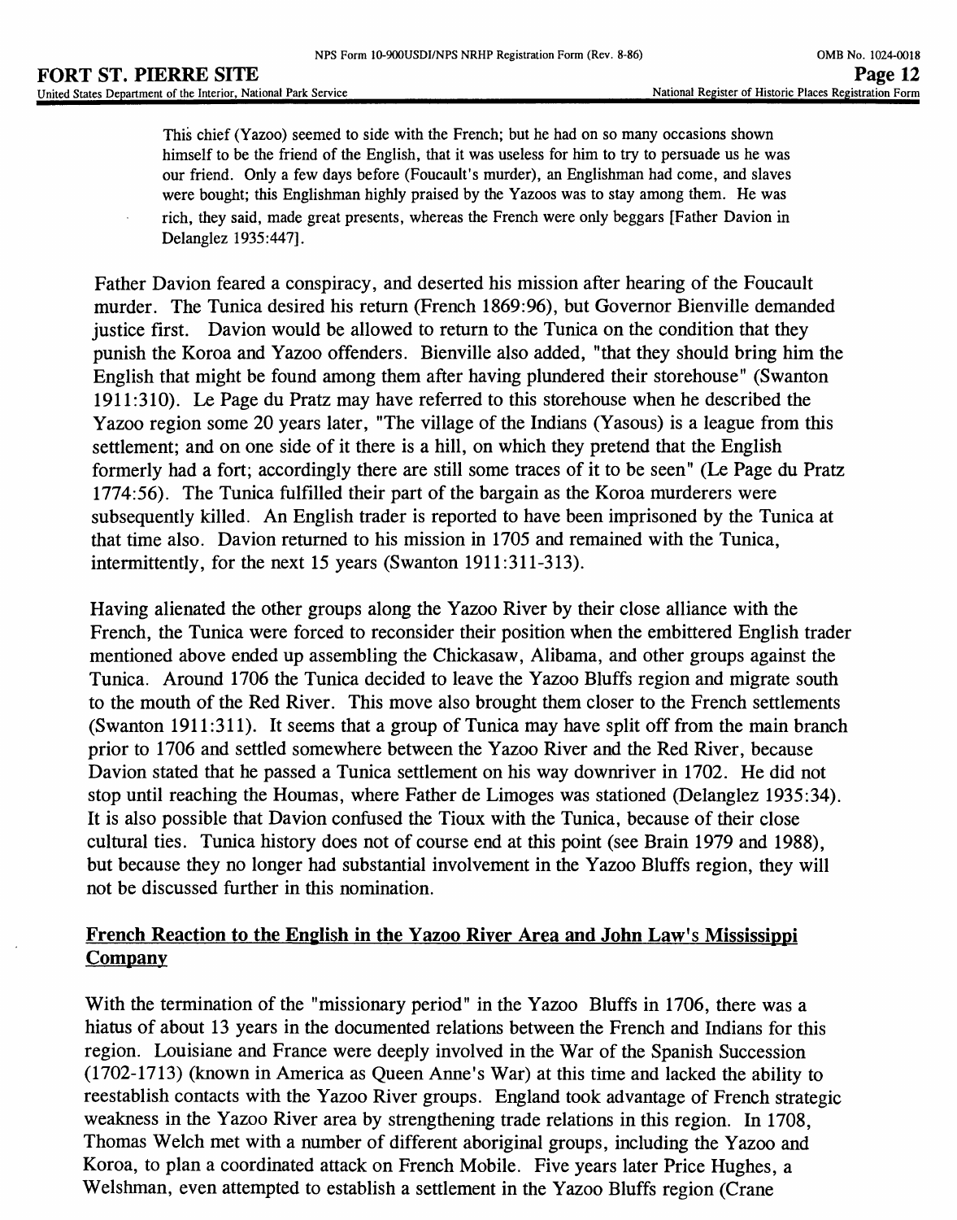> This chief (Yazoo) seemed to side with the French; but he had on so many occasions shown himself to be the friend of the English, that it was useless for him to try to persuade us he was our friend. Only a few days before (Foucault's murder), an Englishman had come, and slaves were bought; this Englishman highly praised by the Yazoos was to stay among them. He was rich, they said, made great presents, whereas the French were only beggars [Father Davion in Delanglez 1935:447].

Father Davion feared a conspiracy, and deserted his mission after hearing of the Foucault murder. The Tunica desired his return (French 1869:96), but Governor Bienville demanded justice first. Davion would be allowed to return to the Tunica on the condition that they punish the Koroa and Yazoo offenders. Bienville also added, "that they should bring him the English that might be found among them after having plundered their storehouse" (Swanton 1911:310). Le Page du Pratz may have referred to this storehouse when he described the Yazoo region some 20 years later, "The village of the Indians (Yasous) is a league from this settlement; and on one side of it there is a hill, on which they pretend that the English formerly had a fort; accordingly there are still some traces of it to be seen" (Le Page du Pratz 1774:56). The Tunica fulfilled their part of the bargain as the Koroa murderers were subsequently killed. An English trader is reported to have been imprisoned by the Tunica at that time also. Davion returned to his mission in 1705 and remained with the Tunica, intermittently, for the next 15 years (Swanton 1911:311-313).

Having alienated the other groups along the Yazoo River by their close alliance with the French, the Tunica were forced to reconsider their position when the embittered English trader mentioned above ended up assembling the Chickasaw, Alibama, and other groups against the Tunica. Around 1706 the Tunica decided to leave the Yazoo Bluffs region and migrate south to the mouth of the Red River. This move also brought them closer to the French settlements (Swanton 1911:311). It seems that a group of Tunica may have split off from the main branch prior to 1706 and settled somewhere between the Yazoo River and the Red River, because Davion stated that he passed a Tunica settlement on his way downriver in 1702. He did not stop until reaching the Houmas, where Father de Limoges was stationed (Delanglez 1935:34). It is also possible that Davion confused the Tioux with the Tunica, because of their close cultural ties. Tunica history does not of course end at this point (see Brain 1979 and 1988), but because they no longer had substantial involvement in the Yazoo Bluffs region, they will not be discussed further in this nomination.

## French Reaction to the English in the Yazoo River Area and John Law's Mississippi Company

With the termination of the "missionary period" in the Yazoo Bluffs in 1706, there was a hiatus of about 13 years in the documented relations between the French and Indians for this region. Louisiane and France were deeply involved in the War of the Spanish Succession (1702-1713) (known in America as Queen Anne's War) at this time and lacked the ability to reestablish contacts with the Yazoo River groups. England took advantage of French strategic weakness in the Yazoo River area by strengthening trade relations in this region. In 1708, Thomas Welch met with a number of different aboriginal groups, including the Yazoo and Koroa, to plan a coordinated attack on French Mobile. Five years later Price Hughes, a Welshman, even attempted to establish a settlement in the Yazoo Bluffs region (Crane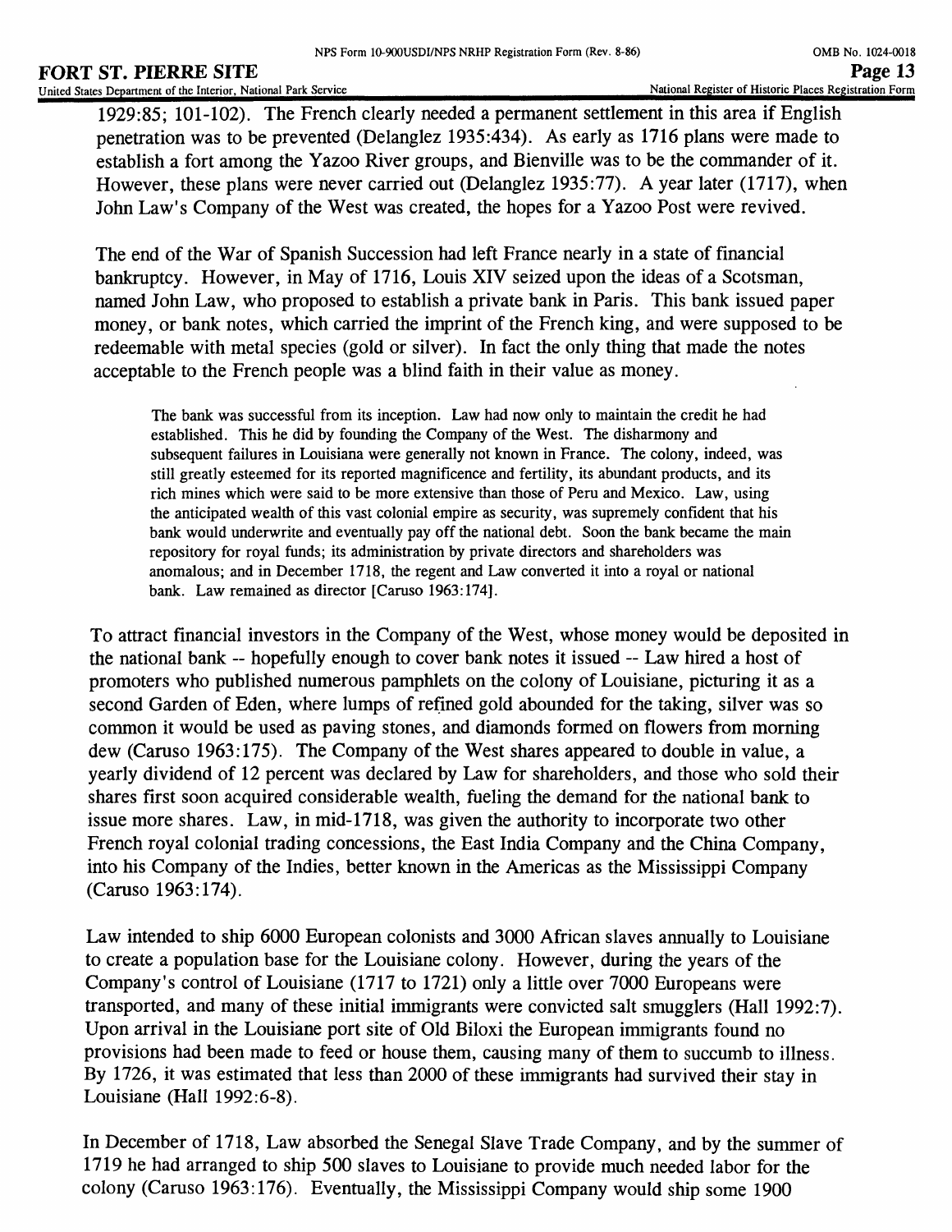1929:85; 101-102). The French clearly needed a permanent settlement in this area if English penetration was to be prevented (Delanglez 1935:434). As early as 1716 plans were made to establish a fort among the Yazoo River groups, and Bienville was to be the commander of it. However, these plans were never carried out (Delanglez 1935:77). A year later (1717), when John Law's Company of the West was created, the hopes for a Yazoo Post were revived.

The end of the War of Spanish Succession had left France nearly in a state of financial bankruptcy. However, in May of 1716, Louis XIV seized upon the ideas of a Scotsman, named John Law, who proposed to establish a private bank in Paris. This bank issued paper money, or bank notes, which carried the imprint of the French king, and were supposed to be redeemable with metal species (gold or silver). In fact the only thing that made the notes acceptable to the French people was a blind faith in their value as money.

> The bank was successful from its inception. Law had now only to maintain the credit he had established. This he did by founding the Company of the West. The disharmony and subsequent failures in Louisiana were generally not known in France. The colony, indeed, was still greatly esteemed for its reported magnificence and fertility, its abundant products, and its rich mines which were said to be more extensive than those of Peru and Mexico. Law, using the anticipated wealth of this vast colonial empire as security, was supremely confident that his bank would underwrite and eventually pay off the national debt. Soon the bank became the main repository for royal funds; its administration by private directors and shareholders was anomalous; and in December 1718, the regent and Law converted it into a royal or national bank. Law remained as director [Caruso 1963:174].

To attract financial investors in the Company of the West, whose money would be deposited in the national bank -- hopefully enough to cover bank notes it issued -- Law hired a host of promoters who published numerous pamphlets on the colony of Louisiane, picturing it as a second Garden of Eden, where lumps of refined gold abounded for the taking, silver was so common it would be used as paving stones, and diamonds formed on flowers from morning dew (Caruso 1963:175). The Company of the West shares appeared to double in value, a yearly dividend of 12 percent was declared by Law for shareholders, and those who sold their shares first soon acquired considerable wealth, fueling the demand for the national bank to issue more shares. Law, in mid-1718, was given the authority to incorporate two other French royal colonial trading concessions, the East India Company and the China Company, into his Company of the Indies, better known in the Americas as the Mississippi Company (Caruso 1963:174).

Law intended to ship 6000 European colonists and 3000 African slaves annually to Louisiane to create a population base for the Louisiane colony. However, during the years of the Company's control of Louisiane (1717 to 1721) only a little over 7000 Europeans were transported, and many of these initial immigrants were convicted salt smugglers (Hall 1992:7). Upon arrival in the Louisiane port site of Old Biloxi the European immigrants found no provisions had been made to feed or house them, causing many of them to succumb to illness. By 1726, it was estimated that less than 2000 of these immigrants had survived their stay in Louisiane (Hall 1992:6-8).

In December of 1718, Law absorbed the Senegal Slave Trade Company, and by the summer of 1719 he had arranged to ship 500 slaves to Louisiane to provide much needed labor for the colony (Caruso 1963:176). Eventually, the Mississippi Company would ship some 1900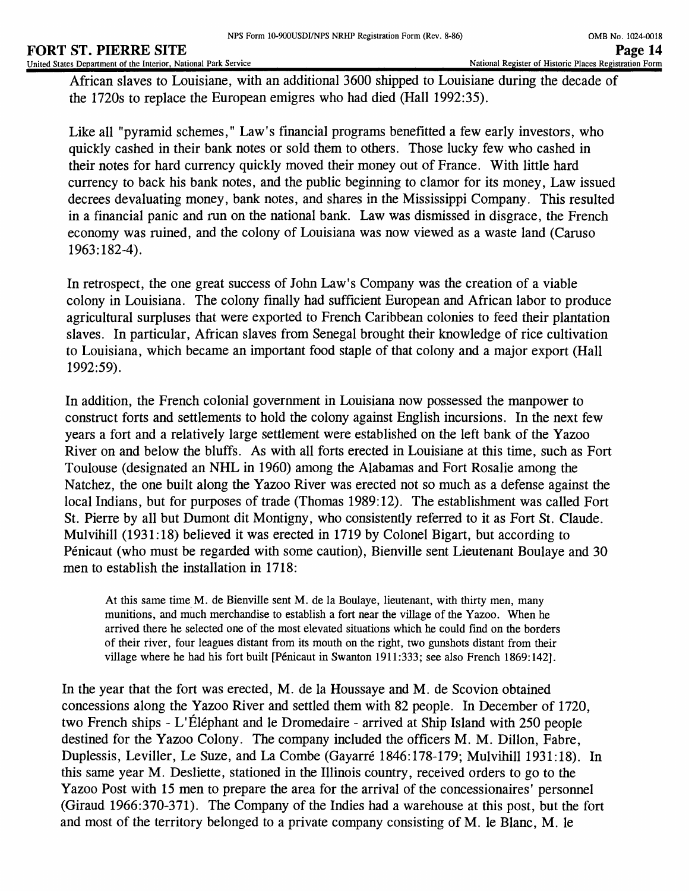African slaves to Louisiane, with an additional 3600 shipped to Louisiane during the decade of the 1720s to replace the European emigres who had died (Hall 1992:35).

Like all "pyramid schemes," Law's financial programs benefitted a few early investors, who quickly cashed in their bank notes or sold them to others. Those lucky few who cashed in their notes for hard currency quickly moved their money out of France. With little hard currency to back his bank notes, and the public beginning to clamor for its money, Law issued decrees devaluating money, bank notes, and shares in the Mississippi Company. This resulted in a financial panic and run on the national bank. Law was dismissed in disgrace, the French economy was ruined, and the colony of Louisiana was now viewed as a waste land (Caruso 1963:182-4).

In retrospect, the one great success of John Law's Company was the creation of a viable colony in Louisiana. The colony finally had sufficient European and African labor to produce agricultural surpluses that were exported to French Caribbean colonies to feed their plantation slaves. In particular, African slaves from Senegal brought their knowledge of rice cultivation to Louisiana, which became an important food staple of that colony and a major export (Hall 1992:59).

In addition, the French colonial government in Louisiana now possessed the manpower to construct forts and settlements to hold the colony against English incursions. In the next few years a fort and a relatively large settlement were established on the left bank of the Yazoo River on and below the bluffs. As with all forts erected in Louisiane at this time, such as Fort Toulouse (designated an NHL in 1960) among the Alabamas and Fort Rosalie among the Natchez, the one built along the Yazoo River was erected not so much as a defense against the local Indians, but for purposes of trade (Thomas 1989:12). The establishment was called Fort St. Pierre by all but Dumont dit Montigny, who consistently referred to it as Fort St. Claude. Mulvihill (1931:18) believed it was erected in 1719 by Colonel Bigart, but according to Pénicaut (who must be regarded with some caution), Bienville sent Lieutenant Boulaye and 30 men to establish the installation in 1718:

> At this same time M. de Bienville sent M. de la Boulaye, lieutenant, with thirty men, many munitions, and much merchandise to establish a fort near the village of the Yazoo. When he arrived there he selected one of the most elevated situations which he could find on the borders of their river, four leagues distant from its mouth on the right, two gunshots distant from their village where he had his fort built [Pénicaut in Swanton 1911:333; see also French 1869:142].

In the year that the fort was erected, M. de la Houssaye and M. de Scovion obtained concessions along the Yazoo River and settled them with 82 people. In December of 1720, two French ships - L'Éléphant and le Dromedaire - arrived at Ship Island with 250 people destined for the Yazoo Colony. The company included the officers M. M. Dillon, Fabre, Duplessis, Leviller, Le Suze, and La Combe (Gayarré 1846:178-179; Mulvihill 1931:18). In this same year M. Desliette, stationed in the Illinois country, received orders to go to the Yazoo Post with 15 men to prepare the area for the arrival of the concessionaires' personnel (Giraud 1966:370-371). The Company of the Indies had a warehouse at this post, but the fort and most of the territory belonged to a private company consisting of M. le Blanc, M. le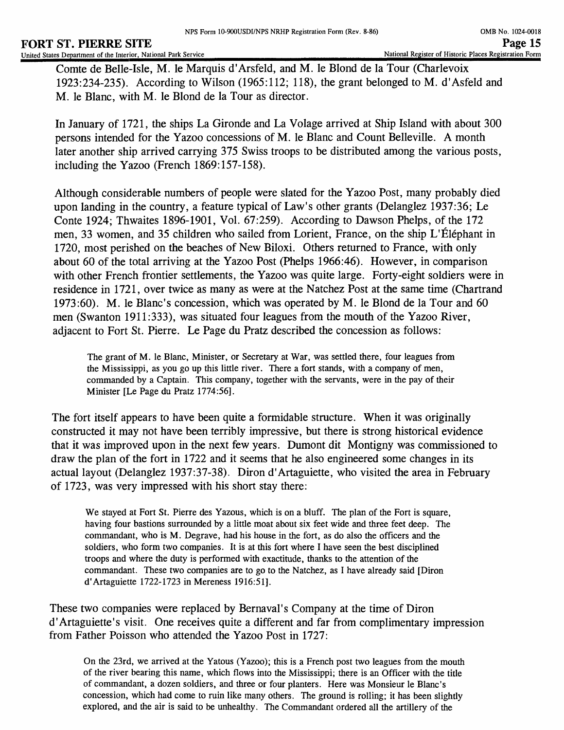Comte de Belle-Isle, M. le Marquis d'Arsfeld, and M. le Blond de la Tour (Charlevoix 1923:234-235). According to Wilson (1965:112; 118), the grant belonged to M. d'Asfeld and M. le Blanc, with M. le Blond de la Tour as director.

In January of 1721, the ships La Gironde and La Volage arrived at Ship Island with about 300 persons intended for the Yazoo concessions of M. le Blanc and Count Belleville. A month later another ship arrived carrying 375 Swiss troops to be distributed among the various posts, including the Yazoo (French 1869:157-158).

Although considerable numbers of people were slated for the Yazoo Post, many probably died upon landing in the country, a feature typical of Law's other grants (Delanglez 1937:36; Le Conte 1924; Thwaites 1896-1901, Vol. 67:259). According to Dawson Phelps, of the 172 men, 33 women, and 35 children who sailed from Lorient, France, on the ship L'Éléphant in 1720, most perished on the beaches of New Biloxi. Others returned to France, with only about 60 of the total arriving at the Yazoo Post (Phelps 1966:46). However, in comparison with other French frontier settlements, the Yazoo was quite large. Forty-eight soldiers were in residence in 1721, over twice as many as were at the Natchez Post at the same time (Chartrand 1973:60). M. le Blanc's concession, which was operated by M. le Blond de la Tour and 60 men (Swanton 1911:333), was situated four leagues from the mouth of the Yazoo River, adjacent to Fort St. Pierre. Le Page du Pratz described the concession as follows:

> The grant of M. le Blanc, Minister, or Secretary at War, was settled there, four leagues from the Mississippi, as you go up this little river. There a fort stands, with a company of men, commanded by a Captain. This company, together with the servants, were in the pay of their Minister [Le Page du Pratz 1774:56].

The fort itself appears to have been quite a formidable structure. When it was originally constructed it may not have been terribly impressive, but there is strong historical evidence that it was improved upon in the next few years. Dumont dit Montigny was commissioned to draw the plan of the fort in 1722 and it seems that he also engineered some changes in its actual layout (Delanglez 1937:37-38). Diron d'Artaguiette, who visited the area in February of 1723, was very impressed with his short stay there:

> We stayed at Fort St. Pierre des Yazous, which is on a bluff. The plan of the Fort is square, having four bastions surrounded by a little moat about six feet wide and three feet deep. The commandant, who is M. Degrave, had his house in the fort, as do also the officers and the soldiers, who form two companies. It is at this fort where I have seen the best disciplined troops and where the duty is performed with exactitude, thanks to the attention of the commandant. These two companies are to go to the Natchez, as I have already said [Diron d'Artaguiette 1722-1723 in Mereness 1916:51].

These two companies were replaced by Bernaval's Company at the time of Diron d'Artaguiette's visit. One receives quite a different and far from complimentary impression from Father Poisson who attended the Yazoo Post in 1727:

> On the 23rd, we arrived at the Yatous (Yazoo); this is a French post two leagues from the mouth of the river bearing this name, which flows into the Mississippi; there is an Officer with the title of commandant, a dozen soldiers, and three or four planters. Here was Monsieur le Blanc's concession, which had come to ruin like many others. The ground is rolling; it has been slightly explored, and the air is said to be unhealthy. The Commandant ordered all the artillery of the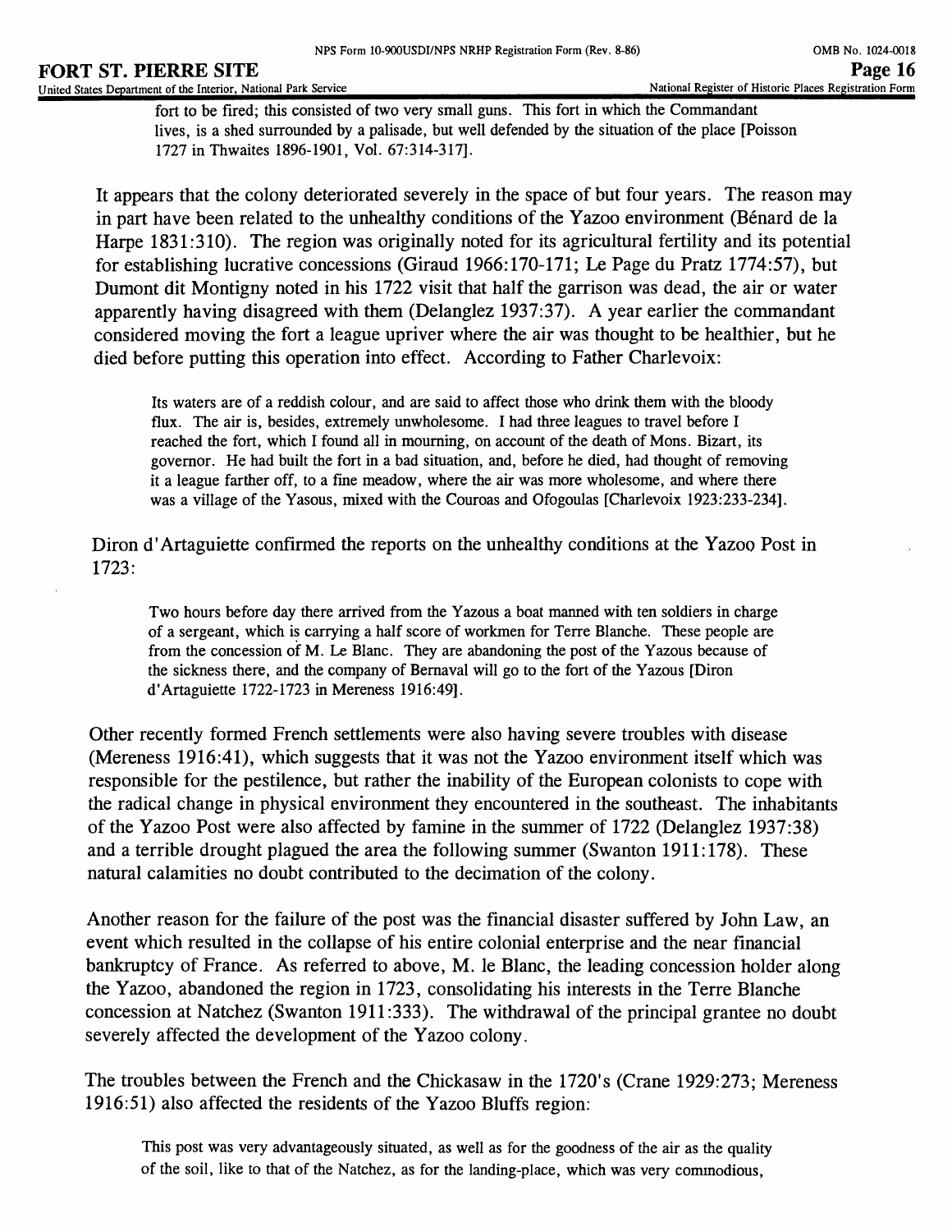fort to be fired; this consisted of two very small guns. This fort in which the Commandant lives, is a shed surrounded by a palisade, but well defended by the situation of the place [Poisson 1727 in Thwaites 1896-1901, Vol. 67:314-317].

It appears that the colony deteriorated severely in the space of but four years. The reason may in part have been related to the unhealthy conditions of the Yazoo environment (Bénard de la Harpe 1831:310). The region was originally noted for its agricultural fertility and its potential for establishing lucrative concessions (Giraud 1966:170-171; Le Page du Pratz 1774:57), but Dumont dit Montigny noted in his 1722 visit that half the garrison was dead, the air or water apparently having disagreed with them (Delanglez 1937:37). A year earlier the commandant considered moving the fort a league upriver where the air was thought to be healthier, but he died before putting this operation into effect. According to Father Charlevoix:

> Its waters are of a reddish colour, and are said to affect those who drink them with the bloody flux. The air is, besides, extremely unwholesome. I had three leagues to travel before I reached the fort, which I found all in mourning, on account of the death of Mons. Bizart, its governor. He had built the fort in a bad situation, and, before he died, had thought of removing it a league farther off, to a fine meadow, where the air was more wholesome, and where there was a village of the Yasous, mixed with the Couroas and Ofogoulas [Charlevoix 1923:233-234].

Diron d'Artaguiette confirmed the reports on the unhealthy conditions at the Yazoo Post in 1723:

> Two hours before day there arrived from the Yazous a boat manned with ten soldiers in charge of a sergeant, which is carrying a half score of workmen for Terre Blanche. These people are from the concession of M. Le Blanc. They are abandoning the post of the Yazous because of the sickness there, and the company of Bernaval will go to the fort of the Yazous [Diron d'Artaguiette 1722-1723 in Mereness 1916:49].

Other recently formed French settlements were also having severe troubles with disease (Mereness 1916:41), which suggests that it was not the Yazoo environment itself which was responsible for the pestilence, but rather the inability of the European colonists to cope with the radical change in physical environment they encountered in the southeast. The inhabitants of the Yazoo Post were also affected by famine in the summer of 1722 (Delanglez 1937:38) and a terrible drought plagued the area the following summer (Swanton 1911:178). These natural calamities no doubt contributed to the decimation of the colony.

Another reason for the failure of the post was the financial disaster suffered by John Law, an event which resulted in the collapse of his entire colonial enterprise and the near financial bankruptcy of France. As referred to above, M. le Blanc, the leading concession holder along the Yazoo, abandoned the region in 1723, consolidating his interests in the Terre Blanche concession at Natchez (Swanton 1911:333). The withdrawal of the principal grantee no doubt severely affected the development of the Yazoo colony.

The troubles between the French and the Chickasaw in the 1720's (Crane 1929:273; Mereness 1916:51) also affected the residents of the Yazoo Bluffs region:

> This post was very advantageously situated, as well as for the goodness of the air as the quality of the soil, like to that of the Natchez, as for the landing-place, which was very commodious,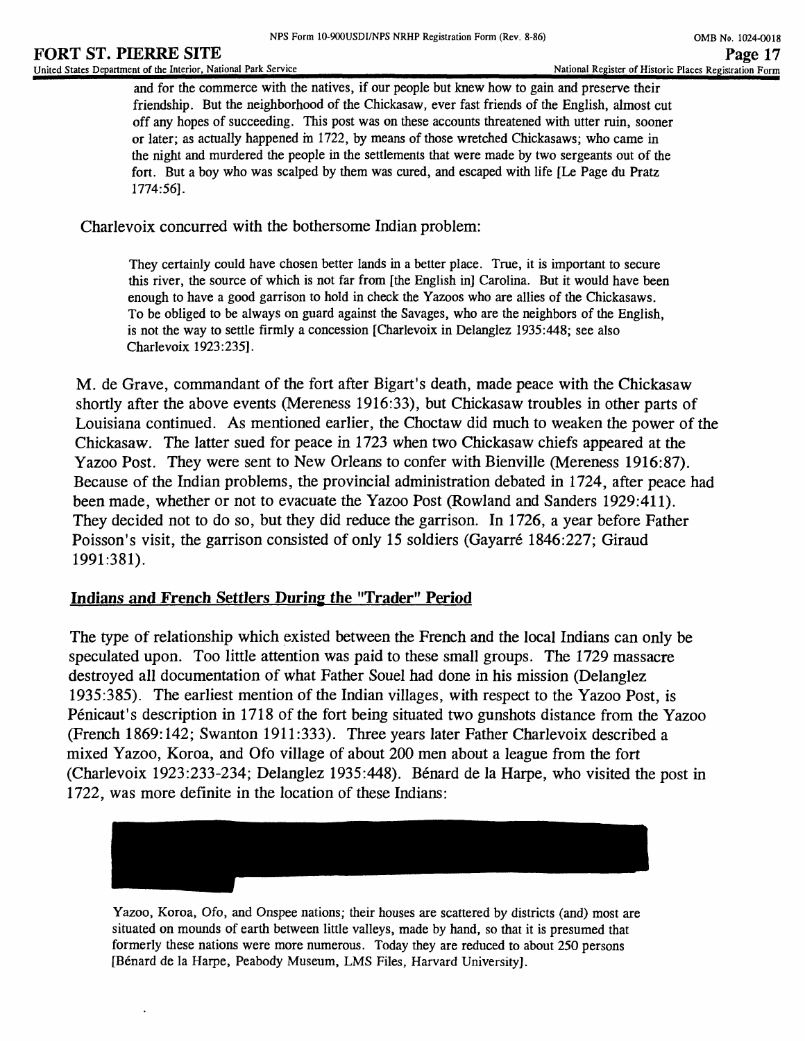> and for the commerce with the natives, if our people but knew how to gain and preserve their friendship. But the neighborhood of the Chickasaw, ever fast friends of the English, almost cut off any hopes of succeeding. This post was on these accounts threatened with utter ruin, sooner or later; as actually happened in 1722, by means of those wretched Chickasaws; who came in the night and murdered the people in the settlements that were made by two sergeants out of the fort. But a boy who was scalped by them was cured, and escaped with life [Le Page du Pratz 1774:56].

Charlevoix concurred with the bothersome Indian problem:

> They certainly could have chosen better lands in a better place. True, it is important to secure this river, the source of which is not far from [the English in] Carolina. But it would have been enough to have a good garrison to hold in check the Yazoos who are allies of the Chickasaws. To be obliged to be always on guard against the Savages, who are the neighbors of the English, is not the way to settle firmly a concession [Charlevoix in Delanglez 1935:448; see also Charlevoix 1923:235].

M. de Grave, commandant of the fort after Bigart's death, made peace with the Chickasaw shortly after the above events (Mereness 1916:33), but Chickasaw troubles in other parts of Louisiana continued. As mentioned earlier, the Choctaw did much to weaken the power of the Chickasaw. The latter sued for peace in 1723 when two Chickasaw chiefs appeared at the Yazoo Post. They were sent to New Orleans to confer with Bienville (Mereness 1916:87). Because of the Indian problems, the provincial administration debated in 1724, after peace had been made, whether or not to evacuate the Yazoo Post (Rowland and Sanders 1929:411). They decided not to do so, but they did reduce the garrison. In 1726, a year before Father Poisson's visit, the garrison consisted of only 15 soldiers (Gayarré 1846:227; Giraud 1991:381).

## Indians and French Settlers During the "Trader" Period

The type of relationship which existed between the French and the local Indians can only be speculated upon. Too little attention was paid to these small groups. The 1729 massacre destroyed all documentation of what Father Souel had done in his mission (Delanglez 1935:385). The earliest mention of the Indian villages, with respect to the Yazoo Post, is Pénicaut's description in 1718 of the fort being situated two gunshots distance from the Yazoo (French 1869:142; Swanton 1911:333). Three years later Father Charlevoix described a mixed Yazoo, Koroa, and Ofo village of about 200 men about a league from the fort (Charlevoix 1923:233-234; Delanglez 1935:448). Bénard de la Harpe, who visited the post in 1722, was more definite in the location of these Indians:

> Yazoo, Koroa, Ofo, and Onspee nations; their houses are scattered by districts (and) most are situated on mounds of earth between little valleys, made by hand, so that it is presumed that formerly these nations were more numerous. Today they are reduced to about 250 persons [Bénard de la Harpe, Peabody Museum, LMS Files, Harvard University].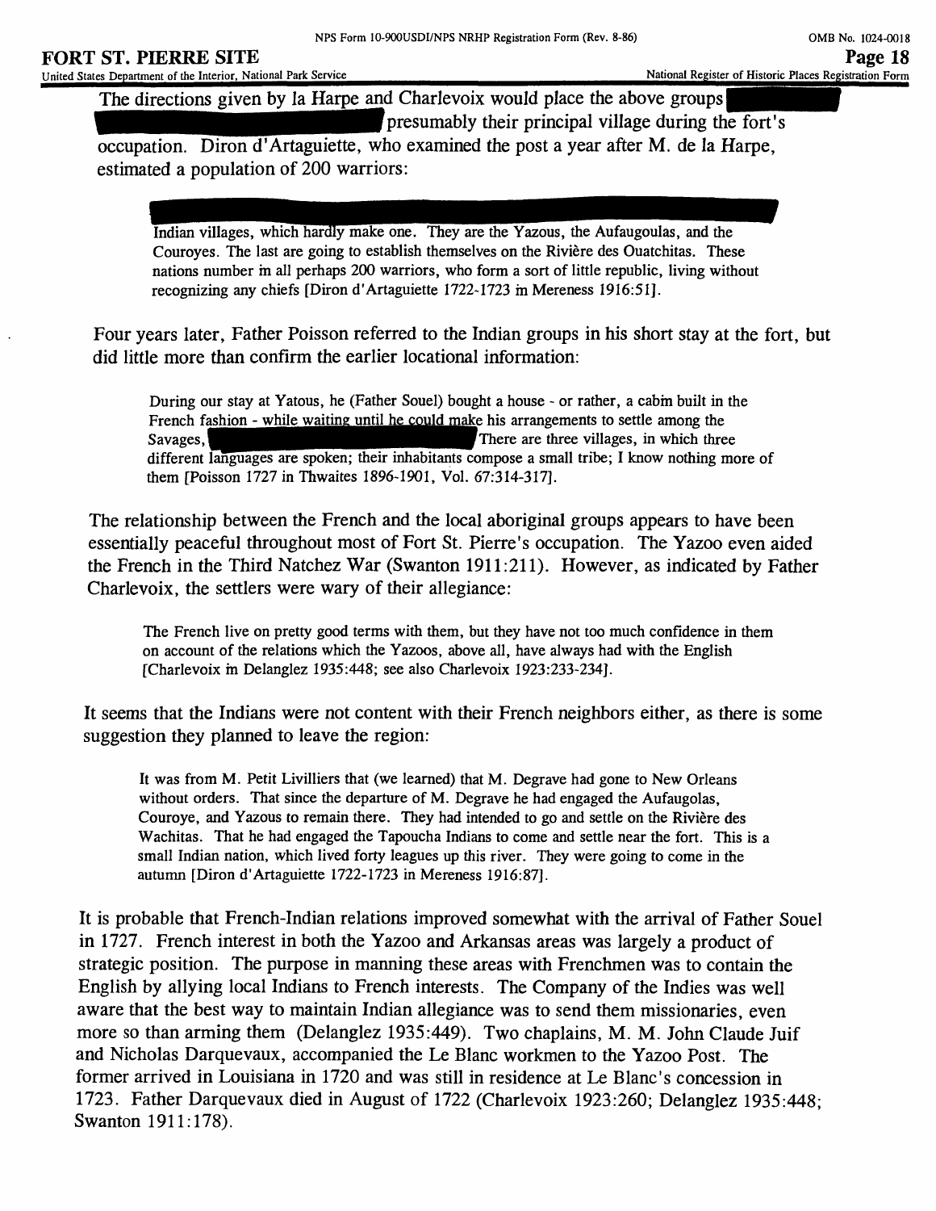The directions given by la Harpe and Charlevoix would place the above groups presumably their principal village during the fort's occupation. Diron d'Artaguiette, who examined the post a year after M. de la Harpe, estimated a population of 200 warriors:

> Indian villages, which hardly make one. They are the Yazous, the Aufaugoulas, and the Couroyes. The last are going to establish themselves on the Rivière des Ouatchitas. These nations number in all perhaps 200 warriors, who form a sort of little republic, living without recognizing any chiefs [Diron d'Artaguiette 1722-1723 in Mereness 1916:51].

Four years later, Father Poisson referred to the Indian groups in his short stay at the fort, but did little more than confirm the earlier locational information:

> During our stay at Yatous, he (Father Souel) bought a house - or rather, a cabin built in the French fashion - while waiting until he could make his arrangements to settle among the Savages, There are three villages, in which three different languages are spoken; their inhabitants compose a small tribe; I know nothing more of them [Poisson 1727 in Thwaites 1896-1901, Vol. 67:314-317].

The relationship between the French and the local aboriginal groups appears to have been essentially peaceful throughout most of Fort St. Pierre's occupation. The Yazoo even aided the French in the Third Natchez War (Swanton 1911:211). However, as indicated by Father Charlevoix, the settlers were wary of their allegiance:

> The French live on pretty good terms with them, but they have not too much confidence in them on account of the relations which the Yazoos, above all, have always had with the English [Charlevoix in Delanglez 1935:448; see also Charlevoix 1923:233-234].

It seems that the Indians were not content with their French neighbors either, as there is some suggestion they planned to leave the region:

> It was from M. Petit Livilliers that (we learned) that M. Degrave had gone to New Orleans without orders. That since the departure of M. Degrave he had engaged the Aufaugolas, Couroye, and Yazous to remain there. They had intended to go and settle on the Rivière des Wachitas. That he had engaged the Tapoucha Indians to come and settle near the fort. This is a small Indian nation, which lived forty leagues up this river. They were going to come in the autumn [Diron d'Artaguiette 1722-1723 in Mereness 1916:87].

It is probable that French-Indian relations improved somewhat with the arrival of Father Souel in 1727. French interest in both the Yazoo and Arkansas areas was largely a product of strategic position. The purpose in manning these areas with Frenchmen was to contain the English by allying local Indians to French interests. The Company of the Indies was well aware that the best way to maintain Indian allegiance was to send them missionaries, even more so than arming them (Delanglez 1935:449). Two chaplains, M. M. John Claude Juif and Nicholas Darquevaux, accompanied the Le Blanc workmen to the Yazoo Post. The former arrived in Louisiana in 1720 and was still in residence at Le Blanc's concession in 1723. Father Darquevaux died in August of 1722 (Charlevoix 1923:260; Delanglez 1935:448; Swanton 1911:178).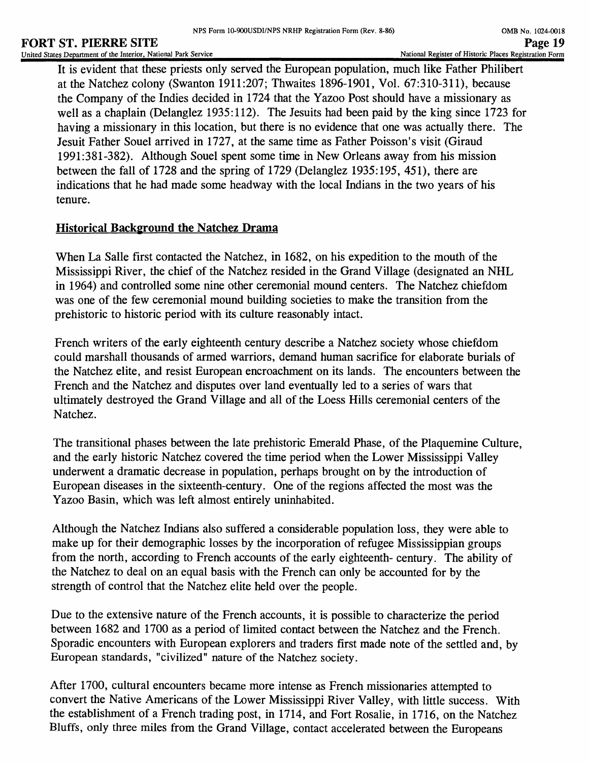It is evident that these priests only served the European population, much like Father Philibert at the Natchez colony (Swanton 1911:207; Thwaites 1896-1901, Vol. 67:310-311), because the Company of the Indies decided in 1724 that the Yazoo Post should have a missionary as well as a chaplain (Delanglez 1935:112). The Jesuits had been paid by the king since 1723 for having a missionary in this location, but there is no evidence that one was actually there. The Jesuit Father Souel arrived in 1727, at the same time as Father Poisson's visit (Giraud 1991:381-382). Although Souel spent some time in New Orleans away from his mission between the fall of 1728 and the spring of 1729 (Delanglez 1935:195, 451), there are indications that he had made some headway with the local Indians in the two years of his tenure.

## Historical Background the Natchez Drama

When La Salle first contacted the Natchez, in 1682, on his expedition to the mouth of the Mississippi River, the chief of the Natchez resided in the Grand Village (designated an NHL in 1964) and controlled some nine other ceremonial mound centers. The Natchez chiefdom was one of the few ceremonial mound building societies to make the transition from the prehistoric to historic period with its culture reasonably intact.

French writers of the early eighteenth century describe a Natchez society whose chiefdom could marshall thousands of armed warriors, demand human sacrifice for elaborate burials of the Natchez elite, and resist European encroachment on its lands. The encounters between the French and the Natchez and disputes over land eventually led to a series of wars that ultimately destroyed the Grand Village and all of the Loess Hills ceremonial centers of the Natchez.

The transitional phases between the late prehistoric Emerald Phase, of the Plaquemine Culture, and the early historic Natchez covered the time period when the Lower Mississippi Valley underwent a dramatic decrease in population, perhaps brought on by the introduction of European diseases in the sixteenth-century. One of the regions affected the most was the Yazoo Basin, which was left almost entirely uninhabited.

Although the Natchez Indians also suffered a considerable population loss, they were able to make up for their demographic losses by the incorporation of refugee Mississippian groups from the north, according to French accounts of the early eighteenth- century. The ability of the Natchez to deal on an equal basis with the French can only be accounted for by the strength of control that the Natchez elite held over the people.

Due to the extensive nature of the French accounts, it is possible to characterize the period between 1682 and 1700 as a period of limited contact between the Natchez and the French. Sporadic encounters with European explorers and traders first made note of the settled and, by European standards, "civilized" nature of the Natchez society.

After 1700, cultural encounters became more intense as French missionaries attempted to convert the Native Americans of the Lower Mississippi River Valley, with little success. With the establishment of a French trading post, in 1714, and Fort Rosalie, in 1716, on the Natchez Bluffs, only three miles from the Grand Village, contact accelerated between the Europeans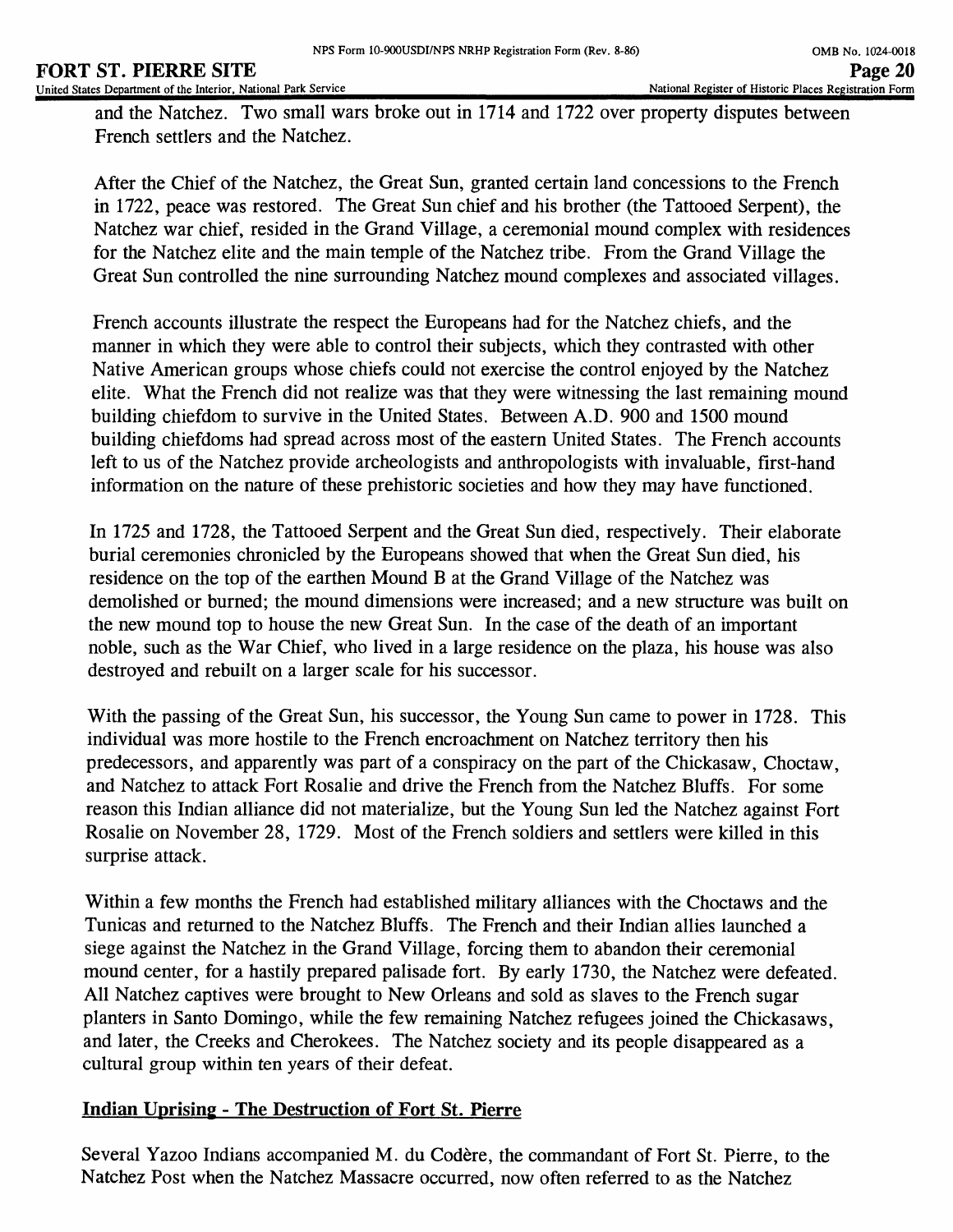and the Natchez. Two small wars broke out in 1714 and 1722 over property disputes between French settlers and the Natchez.

After the Chief of the Natchez, the Great Sun, granted certain land concessions to the French in 1722, peace was restored. The Great Sun chief and his brother (the Tattooed Serpent), the Natchez war chief, resided in the Grand Village, a ceremonial mound complex with residences for the Natchez elite and the main temple of the Natchez tribe. From the Grand Village the Great Sun controlled the nine surrounding Natchez mound complexes and associated villages.

French accounts illustrate the respect the Europeans had for the Natchez chiefs, and the manner in which they were able to control their subjects, which they contrasted with other Native American groups whose chiefs could not exercise the control enjoyed by the Natchez elite. What the French did not realize was that they were witnessing the last remaining mound building chiefdom to survive in the United States. Between A.D. 900 and 1500 mound building chiefdoms had spread across most of the eastern United States. The French accounts left to us of the Natchez provide archeologists and anthropologists with invaluable, first-hand information on the nature of these prehistoric societies and how they may have functioned.

In 1725 and 1728, the Tattooed Serpent and the Great Sun died, respectively. Their elaborate burial ceremonies chronicled by the Europeans showed that when the Great Sun died, his residence on the top of the earthen Mound B at the Grand Village of the Natchez was demolished or burned; the mound dimensions were increased; and a new structure was built on the new mound top to house the new Great Sun. In the case of the death of an important noble, such as the War Chief, who lived in a large residence on the plaza, his house was also destroyed and rebuilt on a larger scale for his successor.

With the passing of the Great Sun, his successor, the Young Sun came to power in 1728. This individual was more hostile to the French encroachment on Natchez territory then his predecessors, and apparently was part of a conspiracy on the part of the Chickasaw, Choctaw, and Natchez to attack Fort Rosalie and drive the French from the Natchez Bluffs. For some reason this Indian alliance did not materialize, but the Young Sun led the Natchez against Fort Rosalie on November 28, 1729. Most of the French soldiers and settlers were killed in this surprise attack.

Within a few months the French had established military alliances with the Choctaws and the Tunicas and returned to the Natchez Bluffs. The French and their Indian allies launched a siege against the Natchez in the Grand Village, forcing them to abandon their ceremonial mound center, for a hastily prepared palisade fort. By early 1730, the Natchez were defeated. All Natchez captives were brought to New Orleans and sold as slaves to the French sugar planters in Santo Domingo, while the few remaining Natchez refugees joined the Chickasaws, and later, the Creeks and Cherokees. The Natchez society and its people disappeared as a cultural group within ten years of their defeat.

## Indian Uprising - The Destruction of Fort St. Pierre

Several Yazoo Indians accompanied M. du Codère, the commandant of Fort St. Pierre, to the Natchez Post when the Natchez Massacre occurred, now often referred to as the Natchez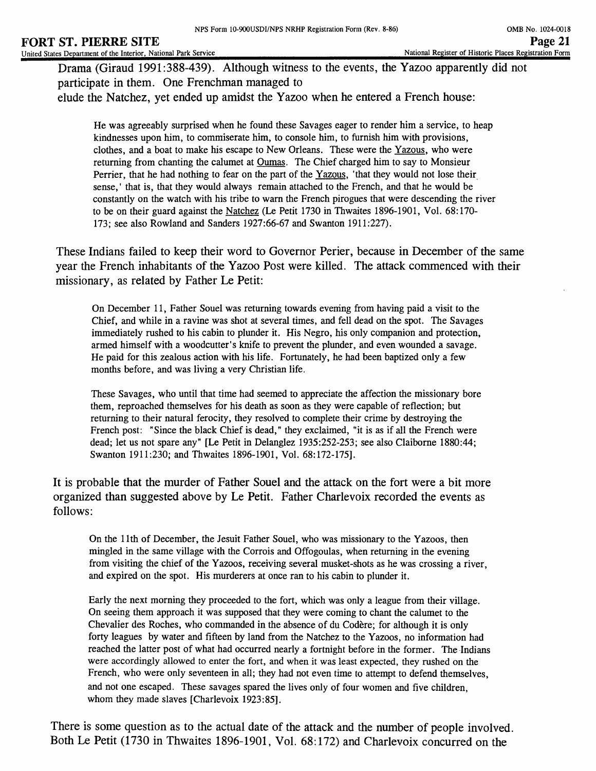Drama (Giraud 1991:388-439). Although witness to the events, the Yazoo apparently did not participate in them. One Frenchman managed to
elude the Natchez, yet ended up amidst the Yazoo when he entered a French house:

> He was agreeably surprised when he found these Savages eager to render him a service, to heap kindnesses upon him, to commiserate him, to console him, to furnish him with provisions, clothes, and a boat to make his escape to New Orleans. These were the Yazous, who were returning from chanting the calumet at Oumas. The Chief charged him to say to Monsieur Perrier, that he had nothing to fear on the part of the Yazous, 'that they would not lose their sense,' that is, that they would always remain attached to the French, and that he would be constantly on the watch with his tribe to warn the French pirogues that were descending the river to be on their guard against the Natchez (Le Petit 1730 in Thwaites 1896-1901, Vol. 68:170-173; see also Rowland and Sanders 1927:66-67 and Swanton 1911:227).

These Indians failed to keep their word to Governor Perier, because in December of the same year the French inhabitants of the Yazoo Post were killed. The attack commenced with their missionary, as related by Father Le Petit:

> On December 11, Father Souel was returning towards evening from having paid a visit to the Chief, and while in a ravine was shot at several times, and fell dead on the spot. The Savages immediately rushed to his cabin to plunder it. His Negro, his only companion and protection, armed himself with a woodcutter's knife to prevent the plunder, and even wounded a savage. He paid for this zealous action with his life. Fortunately, he had been baptized only a few months before, and was living a very Christian life.
>
> These Savages, who until that time had seemed to appreciate the affection the missionary bore them, reproached themselves for his death as soon as they were capable of reflection; but returning to their natural ferocity, they resolved to complete their crime by destroying the French post: "Since the black Chief is dead," they exclaimed, "it is as if all the French were dead; let us not spare any" [Le Petit in Delanglez 1935:252-253; see also Claiborne 1880:44; Swanton 1911:230; and Thwaites 1896-1901, Vol. 68:172-175].

It is probable that the murder of Father Souel and the attack on the fort were a bit more organized than suggested above by Le Petit. Father Charlevoix recorded the events as follows:

> On the 11th of December, the Jesuit Father Souel, who was missionary to the Yazoos, then mingled in the same village with the Corrois and Offogoulas, when returning in the evening from visiting the chief of the Yazoos, receiving several musket-shots as he was crossing a river, and expired on the spot. His murderers at once ran to his cabin to plunder it.
>
> Early the next morning they proceeded to the fort, which was only a league from their village. On seeing them approach it was supposed that they were coming to chant the calumet to the Chevalier des Roches, who commanded in the absence of du Codère; for although it is only forty leagues by water and fifteen by land from the Natchez to the Yazoos, no information had reached the latter post of what had occurred nearly a fortnight before in the former. The Indians were accordingly allowed to enter the fort, and when it was least expected, they rushed on the French, who were only seventeen in all; they had not even time to attempt to defend themselves, and not one escaped. These savages spared the lives only of four women and five children, whom they made slaves [Charlevoix 1923:85].

There is some question as to the actual date of the attack and the number of people involved. Both Le Petit (1730 in Thwaites 1896-1901, Vol. 68:172) and Charlevoix concurred on the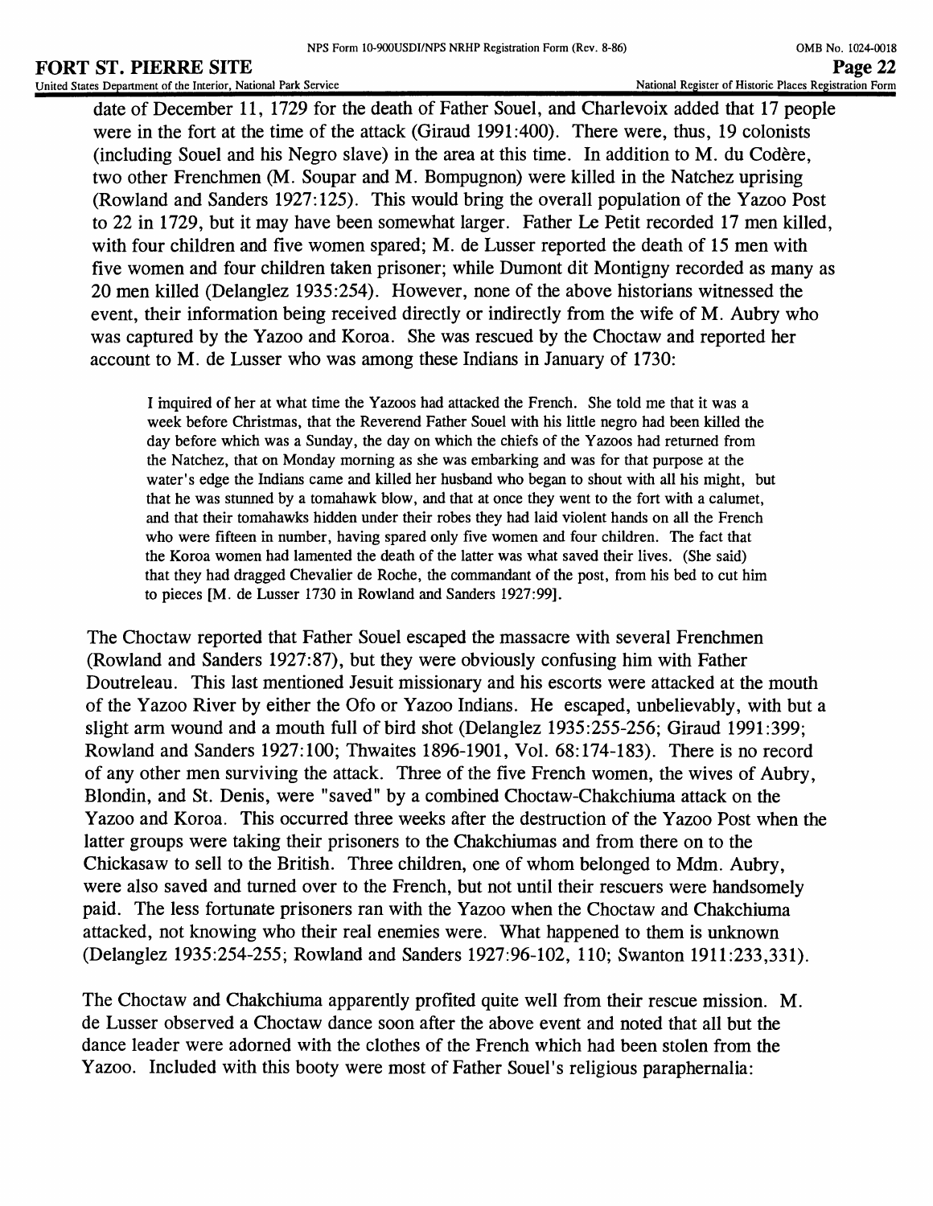date of December 11, 1729 for the death of Father Souel, and Charlevoix added that 17 people were in the fort at the time of the attack (Giraud 1991:400). There were, thus, 19 colonists (including Souel and his Negro slave) in the area at this time. In addition to M. du Codère, two other Frenchmen (M. Soupar and M. Bompugnon) were killed in the Natchez uprising (Rowland and Sanders 1927:125). This would bring the overall population of the Yazoo Post to 22 in 1729, but it may have been somewhat larger. Father Le Petit recorded 17 men killed, with four children and five women spared; M. de Lusser reported the death of 15 men with five women and four children taken prisoner; while Dumont dit Montigny recorded as many as 20 men killed (Delanglez 1935:254). However, none of the above historians witnessed the event, their information being received directly or indirectly from the wife of M. Aubry who was captured by the Yazoo and Koroa. She was rescued by the Choctaw and reported her account to M. de Lusser who was among these Indians in January of 1730:

> I inquired of her at what time the Yazoos had attacked the French. She told me that it was a week before Christmas, that the Reverend Father Souel with his little negro had been killed the day before which was a Sunday, the day on which the chiefs of the Yazoos had returned from the Natchez, that on Monday morning as she was embarking and was for that purpose at the water's edge the Indians came and killed her husband who began to shout with all his might, but that he was stunned by a tomahawk blow, and that at once they went to the fort with a calumet, and that their tomahawks hidden under their robes they had laid violent hands on all the French who were fifteen in number, having spared only five women and four children. The fact that the Koroa women had lamented the death of the latter was what saved their lives. (She said) that they had dragged Chevalier de Roche, the commandant of the post, from his bed to cut him to pieces [M. de Lusser 1730 in Rowland and Sanders 1927:99].

The Choctaw reported that Father Souel escaped the massacre with several Frenchmen (Rowland and Sanders 1927:87), but they were obviously confusing him with Father Doutreleau. This last mentioned Jesuit missionary and his escorts were attacked at the mouth of the Yazoo River by either the Ofo or Yazoo Indians. He escaped, unbelievably, with but a slight arm wound and a mouth full of bird shot (Delanglez 1935:255-256; Giraud 1991:399; Rowland and Sanders 1927:100; Thwaites 1896-1901, Vol. 68:174-183). There is no record of any other men surviving the attack. Three of the five French women, the wives of Aubry, Blondin, and St. Denis, were "saved" by a combined Choctaw-Chakchiuma attack on the Yazoo and Koroa. This occurred three weeks after the destruction of the Yazoo Post when the latter groups were taking their prisoners to the Chakchiumas and from there on to the Chickasaw to sell to the British. Three children, one of whom belonged to Mdm. Aubry, were also saved and turned over to the French, but not until their rescuers were handsomely paid. The less fortunate prisoners ran with the Yazoo when the Choctaw and Chakchiuma attacked, not knowing who their real enemies were. What happened to them is unknown (Delanglez 1935:254-255; Rowland and Sanders 1927:96-102, 110; Swanton 1911:233,331).

The Choctaw and Chakchiuma apparently profited quite well from their rescue mission. M. de Lusser observed a Choctaw dance soon after the above event and noted that all but the dance leader were adorned with the clothes of the French which had been stolen from the Yazoo. Included with this booty were most of Father Souel's religious paraphernalia: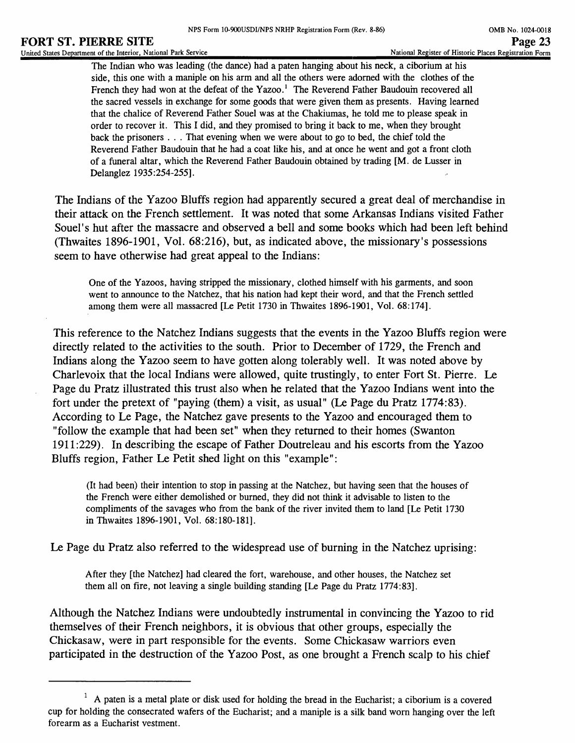> The Indian who was leading (the dance) had a paten hanging about his neck, a ciborium at his side, this one with a maniple on his arm and all the others were adorned with the clothes of the French they had won at the defeat of the Yazoo.[1] The Reverend Father Baudouin recovered all the sacred vessels in exchange for some goods that were given them as presents. Having learned that the chalice of Reverend Father Souel was at the Chakiumas, he told me to please speak in order to recover it. This I did, and they promised to bring it back to me, when they brought back the prisoners . . . That evening when we were about to go to bed, the chief told the Reverend Father Baudouin that he had a coat like his, and at once he went and got a front cloth of a funeral altar, which the Reverend Father Baudouin obtained by trading [M. de Lusser in Delanglez 1935:254-255].

The Indians of the Yazoo Bluffs region had apparently secured a great deal of merchandise in their attack on the French settlement. It was noted that some Arkansas Indians visited Father Souel's hut after the massacre and observed a bell and some books which had been left behind (Thwaites 1896-1901, Vol. 68:216), but, as indicated above, the missionary's possessions seem to have otherwise had great appeal to the Indians:

> One of the Yazoos, having stripped the missionary, clothed himself with his garments, and soon went to announce to the Natchez, that his nation had kept their word, and that the French settled among them were all massacred [Le Petit 1730 in Thwaites 1896-1901, Vol. 68:174].

This reference to the Natchez Indians suggests that the events in the Yazoo Bluffs region were directly related to the activities to the south. Prior to December of 1729, the French and Indians along the Yazoo seem to have gotten along tolerably well. It was noted above by Charlevoix that the local Indians were allowed, quite trustingly, to enter Fort St. Pierre. Le Page du Pratz illustrated this trust also when he related that the Yazoo Indians went into the fort under the pretext of "paying (them) a visit, as usual" (Le Page du Pratz 1774:83). According to Le Page, the Natchez gave presents to the Yazoo and encouraged them to "follow the example that had been set" when they returned to their homes (Swanton 1911:229). In describing the escape of Father Doutreleau and his escorts from the Yazoo Bluffs region, Father Le Petit shed light on this "example":

> (It had been) their intention to stop in passing at the Natchez, but having seen that the houses of the French were either demolished or burned, they did not think it advisable to listen to the compliments of the savages who from the bank of the river invited them to land [Le Petit 1730 in Thwaites 1896-1901, Vol. 68:180-181].

Le Page du Pratz also referred to the widespread use of burning in the Natchez uprising:

> After they [the Natchez] had cleared the fort, warehouse, and other houses, the Natchez set them all on fire, not leaving a single building standing [Le Page du Pratz 1774:83].

Although the Natchez Indians were undoubtedly instrumental in convincing the Yazoo to rid themselves of their French neighbors, it is obvious that other groups, especially the Chickasaw, were in part responsible for the events. Some Chickasaw warriors even participated in the destruction of the Yazoo Post, as one brought a French scalp to his chief

---

[1] A paten is a metal plate or disk used for holding the bread in the Eucharist; a ciborium is a covered cup for holding the consecrated wafers of the Eucharist; and a maniple is a silk band worn hanging over the left forearm as a Eucharist vestment.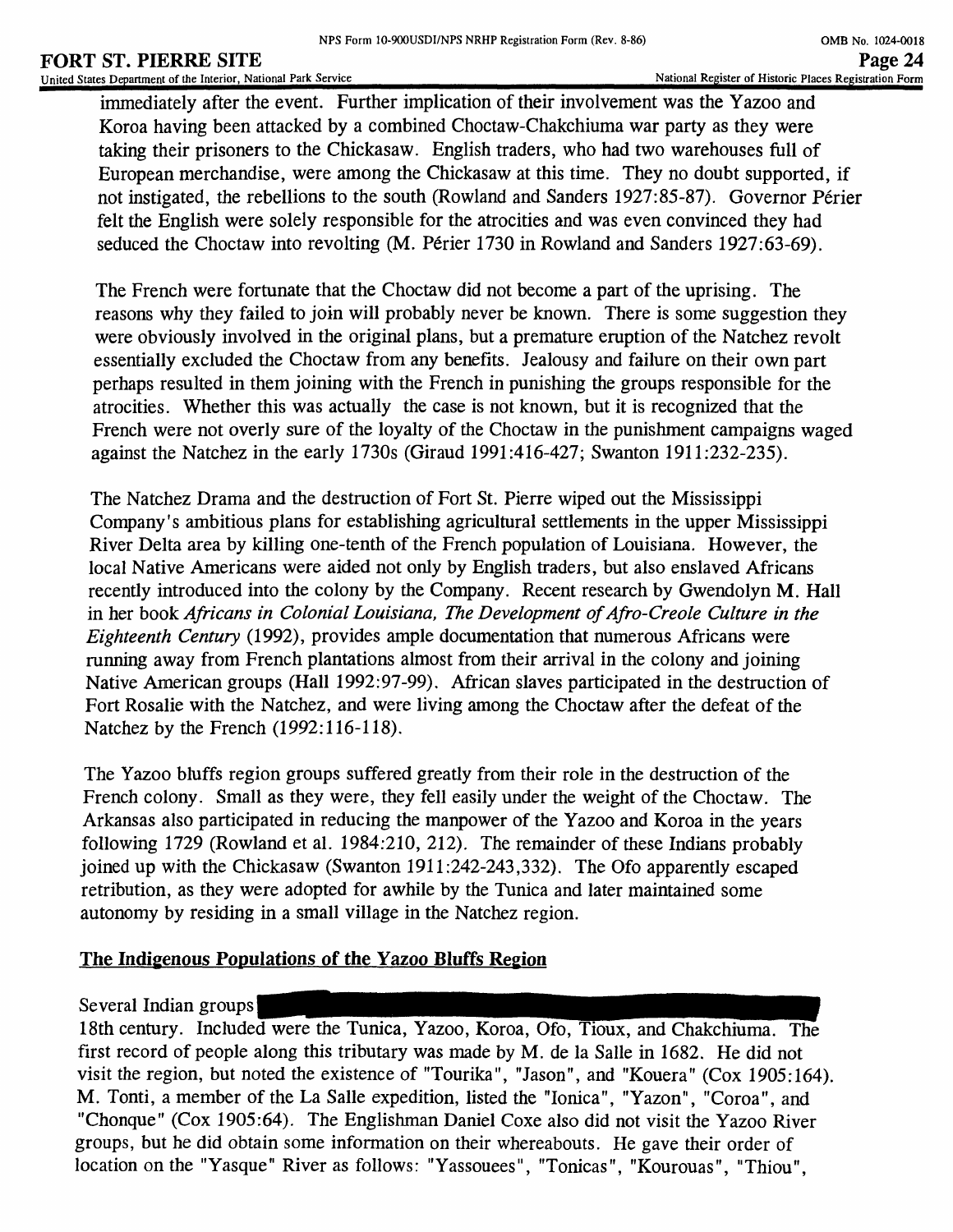immediately after the event. Further implication of their involvement was the Yazoo and Koroa having been attacked by a combined Choctaw-Chakchiuma war party as they were taking their prisoners to the Chickasaw. English traders, who had two warehouses full of European merchandise, were among the Chickasaw at this time. They no doubt supported, if not instigated, the rebellions to the south (Rowland and Sanders 1927:85-87). Governor Périer felt the English were solely responsible for the atrocities and was even convinced they had seduced the Choctaw into revolting (M. Périer 1730 in Rowland and Sanders 1927:63-69).

The French were fortunate that the Choctaw did not become a part of the uprising. The reasons why they failed to join will probably never be known. There is some suggestion they were obviously involved in the original plans, but a premature eruption of the Natchez revolt essentially excluded the Choctaw from any benefits. Jealousy and failure on their own part perhaps resulted in them joining with the French in punishing the groups responsible for the atrocities. Whether this was actually the case is not known, but it is recognized that the French were not overly sure of the loyalty of the Choctaw in the punishment campaigns waged against the Natchez in the early 1730s (Giraud 1991:416-427; Swanton 1911:232-235).

The Natchez Drama and the destruction of Fort St. Pierre wiped out the Mississippi Company's ambitious plans for establishing agricultural settlements in the upper Mississippi River Delta area by killing one-tenth of the French population of Louisiana. However, the local Native Americans were aided not only by English traders, but also enslaved Africans recently introduced into the colony by the Company. Recent research by Gwendolyn M. Hall in her book *Africans in Colonial Louisiana, The Development of Afro-Creole Culture in the Eighteenth Century* (1992), provides ample documentation that numerous Africans were running away from French plantations almost from their arrival in the colony and joining Native American groups (Hall 1992:97-99). African slaves participated in the destruction of Fort Rosalie with the Natchez, and were living among the Choctaw after the defeat of the Natchez by the French (1992:116-118).

The Yazoo bluffs region groups suffered greatly from their role in the destruction of the French colony. Small as they were, they fell easily under the weight of the Choctaw. The Arkansas also participated in reducing the manpower of the Yazoo and Koroa in the years following 1729 (Rowland et al. 1984:210, 212). The remainder of these Indians probably joined up with the Chickasaw (Swanton 1911:242-243,332). The Ofo apparently escaped retribution, as they were adopted for awhile by the Tunica and later maintained some autonomy by residing in a small village in the Natchez region.

## The Indigenous Populations of the Yazoo Bluffs Region

Several Indian groups [redacted] 18th century. Included were the Tunica, Yazoo, Koroa, Ofo, Tioux, and Chakchiuma. The first record of people along this tributary was made by M. de la Salle in 1682. He did not visit the region, but noted the existence of "Tourika", "Jason", and "Kouera" (Cox 1905:164). M. Tonti, a member of the La Salle expedition, listed the "Ionica", "Yazon", "Coroa", and "Chonque" (Cox 1905:64). The Englishman Daniel Coxe also did not visit the Yazoo River groups, but he did obtain some information on their whereabouts. He gave their order of location on the "Yasque" River as follows: "Yassouees", "Tonicas", "Kourouas", "Thiou",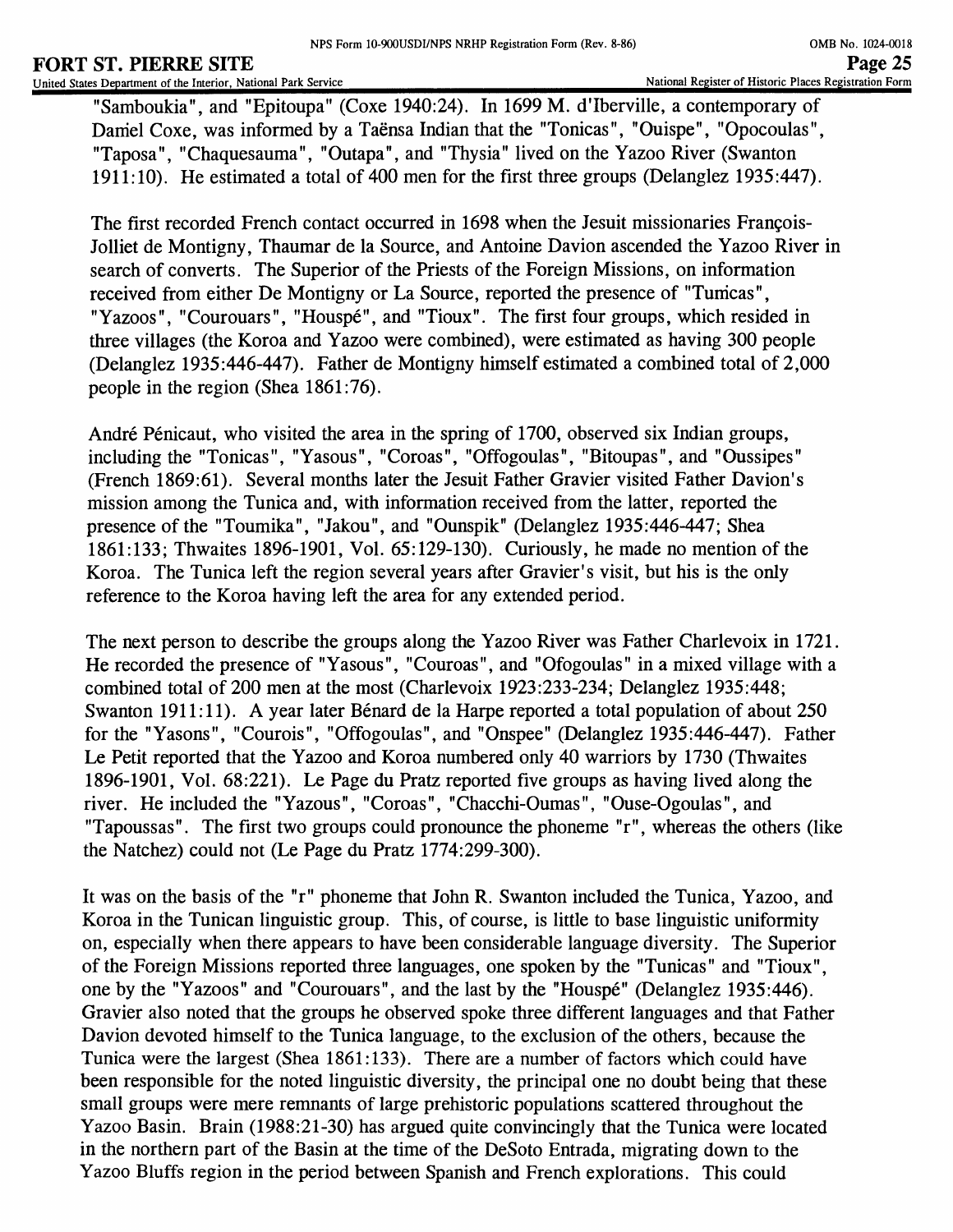"Samboukia", and "Epitoupa" (Coxe 1940:24). In 1699 M. d'Iberville, a contemporary of Daniel Coxe, was informed by a Taënsa Indian that the "Tonicas", "Ouispe", "Opocoulas", "Taposa", "Chaquesauma", "Outapa", and "Thysia" lived on the Yazoo River (Swanton 1911:10). He estimated a total of 400 men for the first three groups (Delanglez 1935:447).

The first recorded French contact occurred in 1698 when the Jesuit missionaries François-Jolliet de Montigny, Thaumar de la Source, and Antoine Davion ascended the Yazoo River in search of converts. The Superior of the Priests of the Foreign Missions, on information received from either De Montigny or La Source, reported the presence of "Tunicas", "Yazoos", "Courouars", "Houspé", and "Tioux". The first four groups, which resided in three villages (the Koroa and Yazoo were combined), were estimated as having 300 people (Delanglez 1935:446-447). Father de Montigny himself estimated a combined total of 2,000 people in the region (Shea 1861:76).

André Pénicaut, who visited the area in the spring of 1700, observed six Indian groups, including the "Tonicas", "Yasous", "Coroas", "Offogoulas", "Bitoupas", and "Oussipes" (French 1869:61). Several months later the Jesuit Father Gravier visited Father Davion's mission among the Tunica and, with information received from the latter, reported the presence of the "Toumika", "Jakou", and "Ounspik" (Delanglez 1935:446-447; Shea 1861:133; Thwaites 1896-1901, Vol. 65:129-130). Curiously, he made no mention of the Koroa. The Tunica left the region several years after Gravier's visit, but his is the only reference to the Koroa having left the area for any extended period.

The next person to describe the groups along the Yazoo River was Father Charlevoix in 1721. He recorded the presence of "Yasous", "Couroas", and "Ofogoulas" in a mixed village with a combined total of 200 men at the most (Charlevoix 1923:233-234; Delanglez 1935:448; Swanton 1911:11). A year later Bénard de la Harpe reported a total population of about 250 for the "Yasons", "Courois", "Offogoulas", and "Onspee" (Delanglez 1935:446-447). Father Le Petit reported that the Yazoo and Koroa numbered only 40 warriors by 1730 (Thwaites 1896-1901, Vol. 68:221). Le Page du Pratz reported five groups as having lived along the river. He included the "Yazous", "Coroas", "Chacchi-Oumas", "Ouse-Ogoulas", and "Tapoussas". The first two groups could pronounce the phoneme "r", whereas the others (like the Natchez) could not (Le Page du Pratz 1774:299-300).

It was on the basis of the "r" phoneme that John R. Swanton included the Tunica, Yazoo, and Koroa in the Tunican linguistic group. This, of course, is little to base linguistic uniformity on, especially when there appears to have been considerable language diversity. The Superior of the Foreign Missions reported three languages, one spoken by the "Tunicas" and "Tioux", one by the "Yazoos" and "Courouars", and the last by the "Houspé" (Delanglez 1935:446). Gravier also noted that the groups he observed spoke three different languages and that Father Davion devoted himself to the Tunica language, to the exclusion of the others, because the Tunica were the largest (Shea 1861:133). There are a number of factors which could have been responsible for the noted linguistic diversity, the principal one no doubt being that these small groups were mere remnants of large prehistoric populations scattered throughout the Yazoo Basin. Brain (1988:21-30) has argued quite convincingly that the Tunica were located in the northern part of the Basin at the time of the DeSoto Entrada, migrating down to the Yazoo Bluffs region in the period between Spanish and French explorations. This could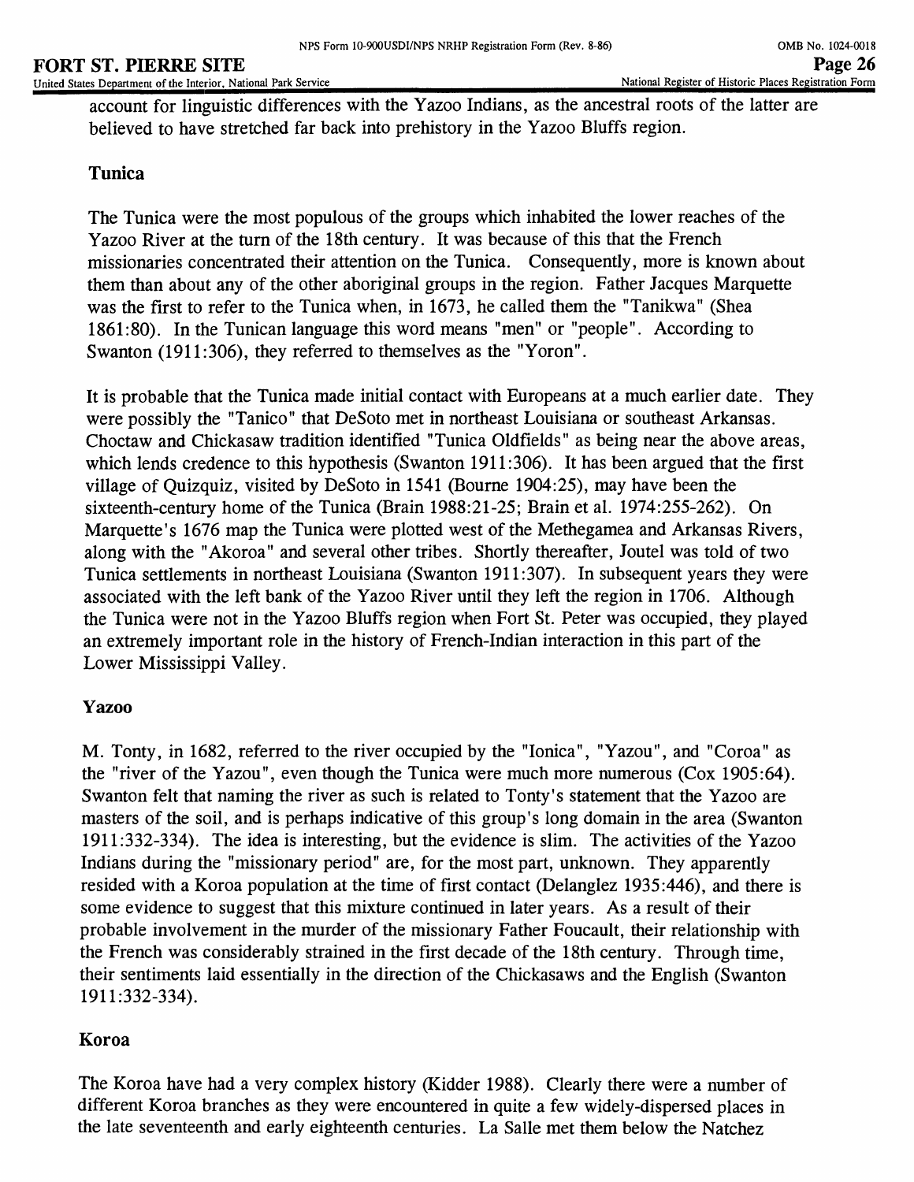account for linguistic differences with the Yazoo Indians, as the ancestral roots of the latter are believed to have stretched far back into prehistory in the Yazoo Bluffs region.

### Tunica

The Tunica were the most populous of the groups which inhabited the lower reaches of the Yazoo River at the turn of the 18th century. It was because of this that the French missionaries concentrated their attention on the Tunica. Consequently, more is known about them than about any of the other aboriginal groups in the region. Father Jacques Marquette was the first to refer to the Tunica when, in 1673, he called them the "Tanikwa" (Shea 1861:80). In the Tunican language this word means "men" or "people". According to Swanton (1911:306), they referred to themselves as the "Yoron".

It is probable that the Tunica made initial contact with Europeans at a much earlier date. They were possibly the "Tanico" that DeSoto met in northeast Louisiana or southeast Arkansas. Choctaw and Chickasaw tradition identified "Tunica Oldfields" as being near the above areas, which lends credence to this hypothesis (Swanton 1911:306). It has been argued that the first village of Quizquiz, visited by DeSoto in 1541 (Bourne 1904:25), may have been the sixteenth-century home of the Tunica (Brain 1988:21-25; Brain et al. 1974:255-262). On Marquette's 1676 map the Tunica were plotted west of the Methegamea and Arkansas Rivers, along with the "Akoroa" and several other tribes. Shortly thereafter, Joutel was told of two Tunica settlements in northeast Louisiana (Swanton 1911:307). In subsequent years they were associated with the left bank of the Yazoo River until they left the region in 1706. Although the Tunica were not in the Yazoo Bluffs region when Fort St. Peter was occupied, they played an extremely important role in the history of French-Indian interaction in this part of the Lower Mississippi Valley.

### Yazoo

M. Tonty, in 1682, referred to the river occupied by the "Ionica", "Yazou", and "Coroa" as the "river of the Yazou", even though the Tunica were much more numerous (Cox 1905:64). Swanton felt that naming the river as such is related to Tonty's statement that the Yazoo are masters of the soil, and is perhaps indicative of this group's long domain in the area (Swanton 1911:332-334). The idea is interesting, but the evidence is slim. The activities of the Yazoo Indians during the "missionary period" are, for the most part, unknown. They apparently resided with a Koroa population at the time of first contact (Delanglez 1935:446), and there is some evidence to suggest that this mixture continued in later years. As a result of their probable involvement in the murder of the missionary Father Foucault, their relationship with the French was considerably strained in the first decade of the 18th century. Through time, their sentiments laid essentially in the direction of the Chickasaws and the English (Swanton 1911:332-334).

### Koroa

The Koroa have had a very complex history (Kidder 1988). Clearly there were a number of different Koroa branches as they were encountered in quite a few widely-dispersed places in the late seventeenth and early eighteenth centuries. La Salle met them below the Natchez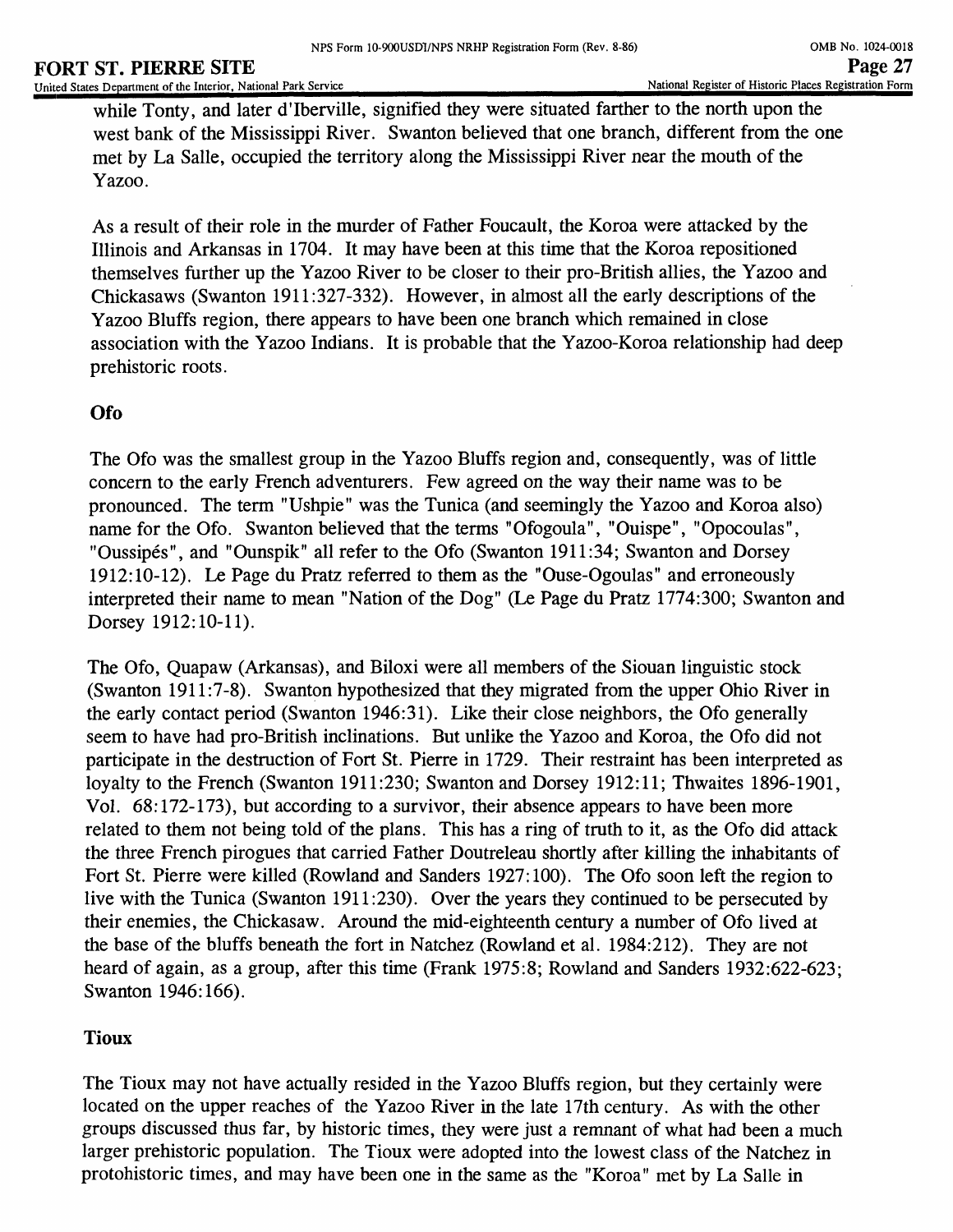while Tonty, and later d'Iberville, signified they were situated farther to the north upon the west bank of the Mississippi River. Swanton believed that one branch, different from the one met by La Salle, occupied the territory along the Mississippi River near the mouth of the Yazoo.

As a result of their role in the murder of Father Foucault, the Koroa were attacked by the Illinois and Arkansas in 1704. It may have been at this time that the Koroa repositioned themselves further up the Yazoo River to be closer to their pro-British allies, the Yazoo and Chickasaws (Swanton 1911:327-332). However, in almost all the early descriptions of the Yazoo Bluffs region, there appears to have been one branch which remained in close association with the Yazoo Indians. It is probable that the Yazoo-Koroa relationship had deep prehistoric roots.

### Ofo

The Ofo was the smallest group in the Yazoo Bluffs region and, consequently, was of little concern to the early French adventurers. Few agreed on the way their name was to be pronounced. The term "Ushpie" was the Tunica (and seemingly the Yazoo and Koroa also) name for the Ofo. Swanton believed that the terms "Ofogoula", "Ouispe", "Opocoulas", "Oussipés", and "Ounspik" all refer to the Ofo (Swanton 1911:34; Swanton and Dorsey 1912:10-12). Le Page du Pratz referred to them as the "Ouse-Ogoulas" and erroneously interpreted their name to mean "Nation of the Dog" (Le Page du Pratz 1774:300; Swanton and Dorsey 1912:10-11).

The Ofo, Quapaw (Arkansas), and Biloxi were all members of the Siouan linguistic stock (Swanton 1911:7-8). Swanton hypothesized that they migrated from the upper Ohio River in the early contact period (Swanton 1946:31). Like their close neighbors, the Ofo generally seem to have had pro-British inclinations. But unlike the Yazoo and Koroa, the Ofo did not participate in the destruction of Fort St. Pierre in 1729. Their restraint has been interpreted as loyalty to the French (Swanton 1911:230; Swanton and Dorsey 1912:11; Thwaites 1896-1901, Vol. 68:172-173), but according to a survivor, their absence appears to have been more related to them not being told of the plans. This has a ring of truth to it, as the Ofo did attack the three French pirogues that carried Father Doutreleau shortly after killing the inhabitants of Fort St. Pierre were killed (Rowland and Sanders 1927:100). The Ofo soon left the region to live with the Tunica (Swanton 1911:230). Over the years they continued to be persecuted by their enemies, the Chickasaw. Around the mid-eighteenth century a number of Ofo lived at the base of the bluffs beneath the fort in Natchez (Rowland et al. 1984:212). They are not heard of again, as a group, after this time (Frank 1975:8; Rowland and Sanders 1932:622-623; Swanton 1946:166).

### Tioux

The Tioux may not have actually resided in the Yazoo Bluffs region, but they certainly were located on the upper reaches of the Yazoo River in the late 17th century. As with the other groups discussed thus far, by historic times, they were just a remnant of what had been a much larger prehistoric population. The Tioux were adopted into the lowest class of the Natchez in protohistoric times, and may have been one in the same as the "Koroa" met by La Salle in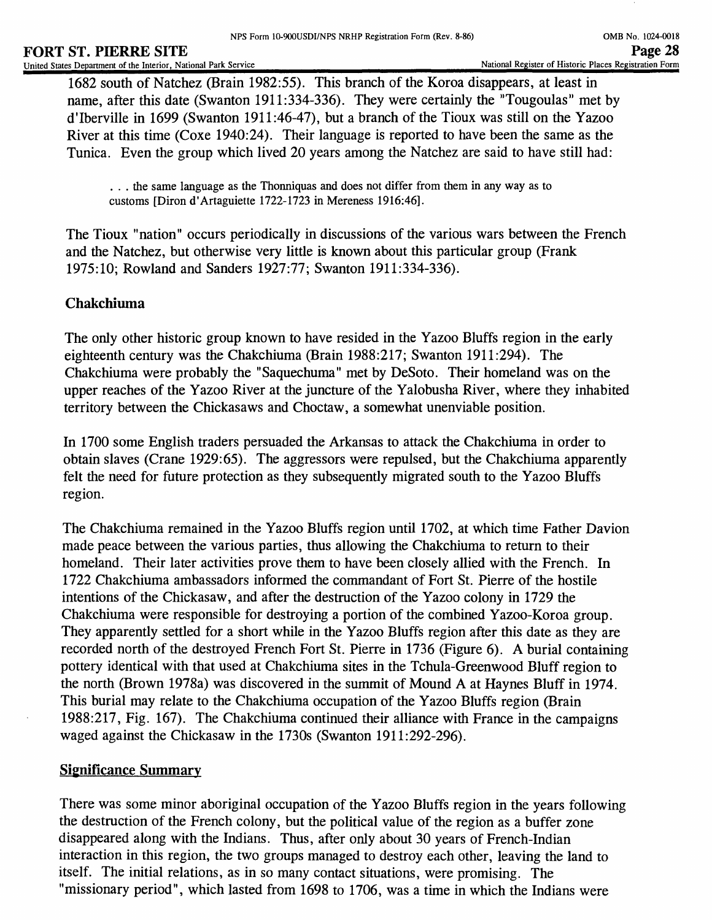1682 south of Natchez (Brain 1982:55). This branch of the Koroa disappears, at least in name, after this date (Swanton 1911:334-336). They were certainly the "Tougoulas" met by d'Iberville in 1699 (Swanton 1911:46-47), but a branch of the Tioux was still on the Yazoo River at this time (Coxe 1940:24). Their language is reported to have been the same as the Tunica. Even the group which lived 20 years among the Natchez are said to have still had:

> . . . the same language as the Thonniquas and does not differ from them in any way as to customs [Diron d'Artaguiette 1722-1723 in Mereness 1916:46].

The Tioux "nation" occurs periodically in discussions of the various wars between the French and the Natchez, but otherwise very little is known about this particular group (Frank 1975:10; Rowland and Sanders 1927:77; Swanton 1911:334-336).

### Chakchiuma

The only other historic group known to have resided in the Yazoo Bluffs region in the early eighteenth century was the Chakchiuma (Brain 1988:217; Swanton 1911:294). The Chakchiuma were probably the "Saquechuma" met by DeSoto. Their homeland was on the upper reaches of the Yazoo River at the juncture of the Yalobusha River, where they inhabited territory between the Chickasaws and Choctaw, a somewhat unenviable position.

In 1700 some English traders persuaded the Arkansas to attack the Chakchiuma in order to obtain slaves (Crane 1929:65). The aggressors were repulsed, but the Chakchiuma apparently felt the need for future protection as they subsequently migrated south to the Yazoo Bluffs region.

The Chakchiuma remained in the Yazoo Bluffs region until 1702, at which time Father Davion made peace between the various parties, thus allowing the Chakchiuma to return to their homeland. Their later activities prove them to have been closely allied with the French. In 1722 Chakchiuma ambassadors informed the commandant of Fort St. Pierre of the hostile intentions of the Chickasaw, and after the destruction of the Yazoo colony in 1729 the Chakchiuma were responsible for destroying a portion of the combined Yazoo-Koroa group. They apparently settled for a short while in the Yazoo Bluffs region after this date as they are recorded north of the destroyed French Fort St. Pierre in 1736 (Figure 6). A burial containing pottery identical with that used at Chakchiuma sites in the Tchula-Greenwood Bluff region to the north (Brown 1978a) was discovered in the summit of Mound A at Haynes Bluff in 1974. This burial may relate to the Chakchiuma occupation of the Yazoo Bluffs region (Brain 1988:217, Fig. 167). The Chakchiuma continued their alliance with France in the campaigns waged against the Chickasaw in the 1730s (Swanton 1911:292-296).

### Significance Summary

There was some minor aboriginal occupation of the Yazoo Bluffs region in the years following the destruction of the French colony, but the political value of the region as a buffer zone disappeared along with the Indians. Thus, after only about 30 years of French-Indian interaction in this region, the two groups managed to destroy each other, leaving the land to itself. The initial relations, as in so many contact situations, were promising. The "missionary period", which lasted from 1698 to 1706, was a time in which the Indians were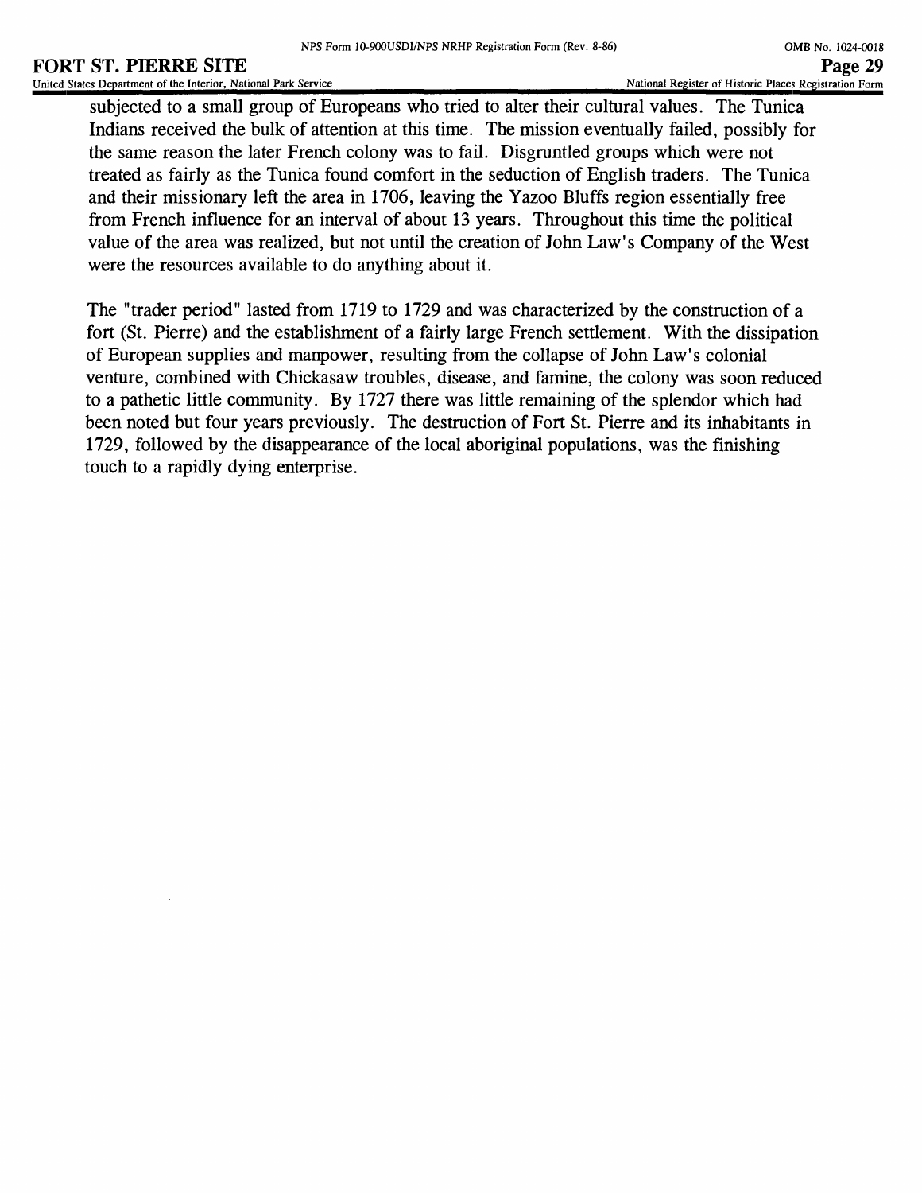subjected to a small group of Europeans who tried to alter their cultural values. The Tunica Indians received the bulk of attention at this time. The mission eventually failed, possibly for the same reason the later French colony was to fail. Disgruntled groups which were not treated as fairly as the Tunica found comfort in the seduction of English traders. The Tunica and their missionary left the area in 1706, leaving the Yazoo Bluffs region essentially free from French influence for an interval of about 13 years. Throughout this time the political value of the area was realized, but not until the creation of John Law's Company of the West were the resources available to do anything about it.

The "trader period" lasted from 1719 to 1729 and was characterized by the construction of a fort (St. Pierre) and the establishment of a fairly large French settlement. With the dissipation of European supplies and manpower, resulting from the collapse of John Law's colonial venture, combined with Chickasaw troubles, disease, and famine, the colony was soon reduced to a pathetic little community. By 1727 there was little remaining of the splendor which had been noted but four years previously. The destruction of Fort St. Pierre and its inhabitants in 1729, followed by the disappearance of the local aboriginal populations, was the finishing touch to a rapidly dying enterprise.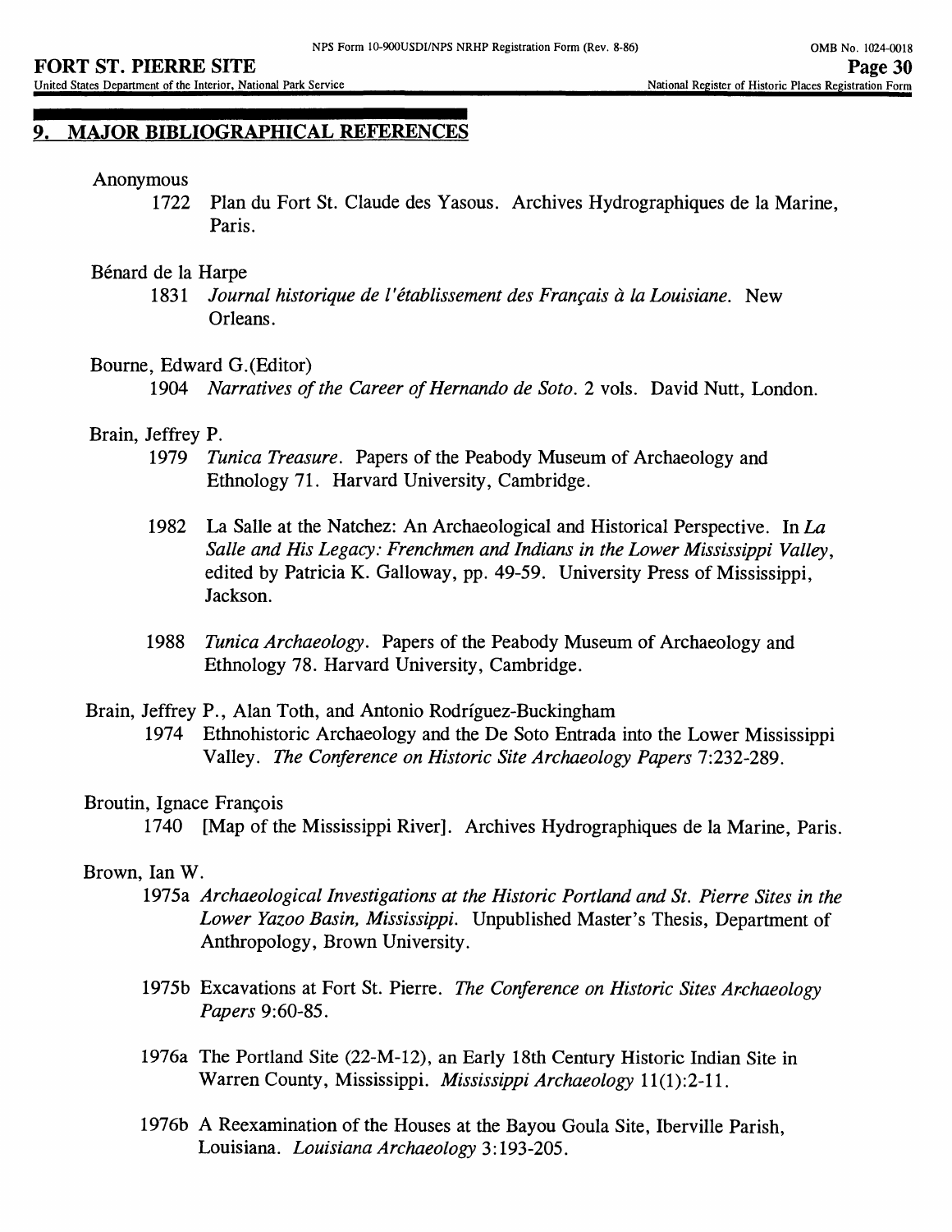## 9. MAJOR BIBLIOGRAPHICAL REFERENCES

Anonymous

1722 Plan du Fort St. Claude des Yasous. Archives Hydrographiques de la Marine, Paris.

Bénard de la Harpe

1831 *Journal historique de l'établissement des Français à la Louisiane.* New Orleans.

Bourne, Edward G.(Editor)

1904 *Narratives of the Career of Hernando de Soto.* 2 vols. David Nutt, London.

Brain, Jeffrey P.

1979 *Tunica Treasure.* Papers of the Peabody Museum of Archaeology and Ethnology 71. Harvard University, Cambridge.

1982 La Salle at the Natchez: An Archaeological and Historical Perspective. In *La Salle and His Legacy: Frenchmen and Indians in the Lower Mississippi Valley,* edited by Patricia K. Galloway, pp. 49-59. University Press of Mississippi, Jackson.

1988 *Tunica Archaeology.* Papers of the Peabody Museum of Archaeology and Ethnology 78. Harvard University, Cambridge.

Brain, Jeffrey P., Alan Toth, and Antonio Rodríguez-Buckingham

1974 Ethnohistoric Archaeology and the De Soto Entrada into the Lower Mississippi Valley. *The Conference on Historic Site Archaeology Papers* 7:232-289.

Broutin, Ignace François

1740 [Map of the Mississippi River]. Archives Hydrographiques de la Marine, Paris.

Brown, Ian W.

1975a *Archaeological Investigations at the Historic Portland and St. Pierre Sites in the Lower Yazoo Basin, Mississippi.* Unpublished Master's Thesis, Department of Anthropology, Brown University.

1975b Excavations at Fort St. Pierre. *The Conference on Historic Sites Archaeology Papers* 9:60-85.

1976a The Portland Site (22-M-12), an Early 18th Century Historic Indian Site in Warren County, Mississippi. *Mississippi Archaeology* 11(1):2-11.

1976b A Reexamination of the Houses at the Bayou Goula Site, Iberville Parish, Louisiana. *Louisiana Archaeology* 3:193-205.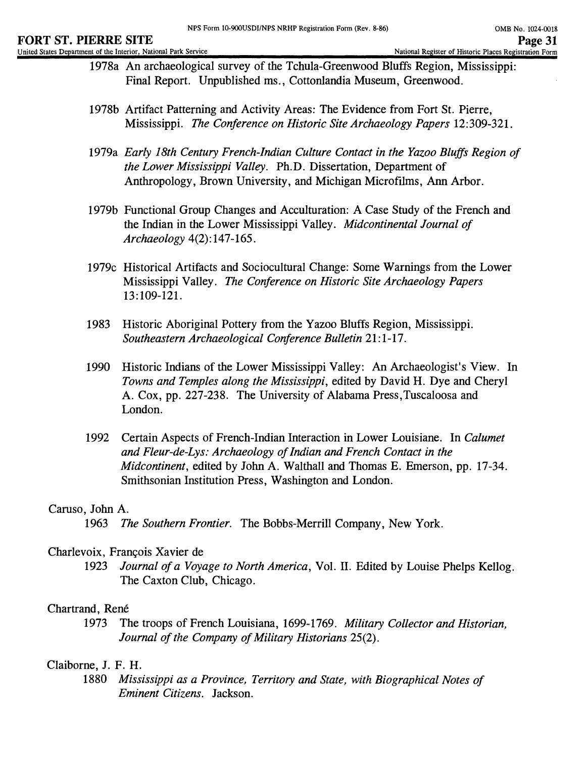1978a An archaeological survey of the Tchula-Greenwood Bluffs Region, Mississippi: Final Report. Unpublished ms., Cottonlandia Museum, Greenwood.

1978b Artifact Patterning and Activity Areas: The Evidence from Fort St. Pierre, Mississippi. *The Conference on Historic Site Archaeology Papers* 12:309-321.

1979a *Early 18th Century French-Indian Culture Contact in the Yazoo Bluffs Region of the Lower Mississippi Valley*. Ph.D. Dissertation, Department of Anthropology, Brown University, and Michigan Microfilms, Ann Arbor.

1979b Functional Group Changes and Acculturation: A Case Study of the French and the Indian in the Lower Mississippi Valley. *Midcontinental Journal of Archaeology* 4(2):147-165.

1979c Historical Artifacts and Sociocultural Change: Some Warnings from the Lower Mississippi Valley. *The Conference on Historic Site Archaeology Papers* 13:109-121.

1983 Historic Aboriginal Pottery from the Yazoo Bluffs Region, Mississippi. *Southeastern Archaeological Conference Bulletin* 21:1-17.

1990 Historic Indians of the Lower Mississippi Valley: An Archaeologist's View. In *Towns and Temples along the Mississippi*, edited by David H. Dye and Cheryl A. Cox, pp. 227-238. The University of Alabama Press, Tuscaloosa and London.

1992 Certain Aspects of French-Indian Interaction in Lower Louisiane. In *Calumet and Fleur-de-Lys: Archaeology of Indian and French Contact in the Midcontinent*, edited by John A. Walthall and Thomas E. Emerson, pp. 17-34. Smithsonian Institution Press, Washington and London.

Caruso, John A.

1963 *The Southern Frontier*. The Bobbs-Merrill Company, New York.

Charlevoix, François Xavier de

1923 *Journal of a Voyage to North America*, Vol. II. Edited by Louise Phelps Kellog. The Caxton Club, Chicago.

Chartrand, René

1973 The troops of French Louisiana, 1699-1769. *Military Collector and Historian, Journal of the Company of Military Historians* 25(2).

Claiborne, J. F. H.

1880 *Mississippi as a Province, Territory and State, with Biographical Notes of Eminent Citizens*. Jackson.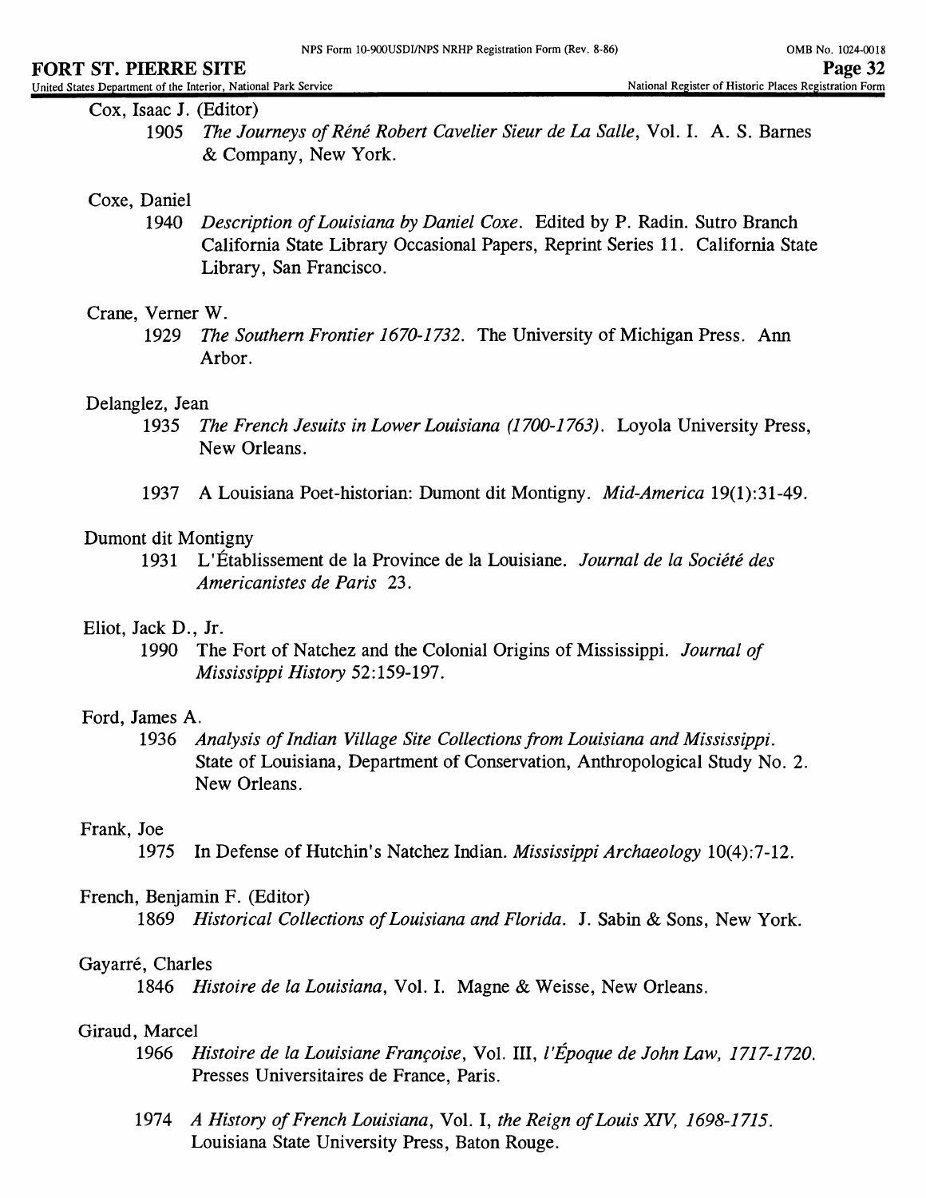Cox, Isaac J. (Editor)

1905 *The Journeys of Réné Robert Cavelier Sieur de La Salle*, Vol. I. A. S. Barnes & Company, New York.

Coxe, Daniel

1940 *Description of Louisiana by Daniel Coxe*. Edited by P. Radin. Sutro Branch California State Library Occasional Papers, Reprint Series 11. California State Library, San Francisco.

Crane, Verner W.

1929 *The Southern Frontier 1670-1732*. The University of Michigan Press. Ann Arbor.

Delanglez, Jean

1935 *The French Jesuits in Lower Louisiana (1700-1763)*. Loyola University Press, New Orleans.

1937 A Louisiana Poet-historian: Dumont dit Montigny. *Mid-America* 19(1):31-49.

Dumont dit Montigny

1931 L'Établissement de la Province de la Louisiane. *Journal de la Société des Americanistes de Paris* 23.

Eliot, Jack D., Jr.

1990 The Fort of Natchez and the Colonial Origins of Mississippi. *Journal of Mississippi History* 52:159-197.

Ford, James A.

1936 *Analysis of Indian Village Site Collections from Louisiana and Mississippi*. State of Louisiana, Department of Conservation, Anthropological Study No. 2. New Orleans.

Frank, Joe

1975 In Defense of Hutchin's Natchez Indian. *Mississippi Archaeology* 10(4):7-12.

French, Benjamin F. (Editor)

1869 *Historical Collections of Louisiana and Florida*. J. Sabin & Sons, New York.

Gayarré, Charles

1846 *Histoire de la Louisiana*, Vol. I. Magne & Weisse, New Orleans.

Giraud, Marcel

1966 *Histoire de la Louisiane Françoise*, Vol. III, *l'Époque de John Law, 1717-1720*. Presses Universitaires de France, Paris.

1974 *A History of French Louisiana*, Vol. I, *the Reign of Louis XIV, 1698-1715*. Louisiana State University Press, Baton Rouge.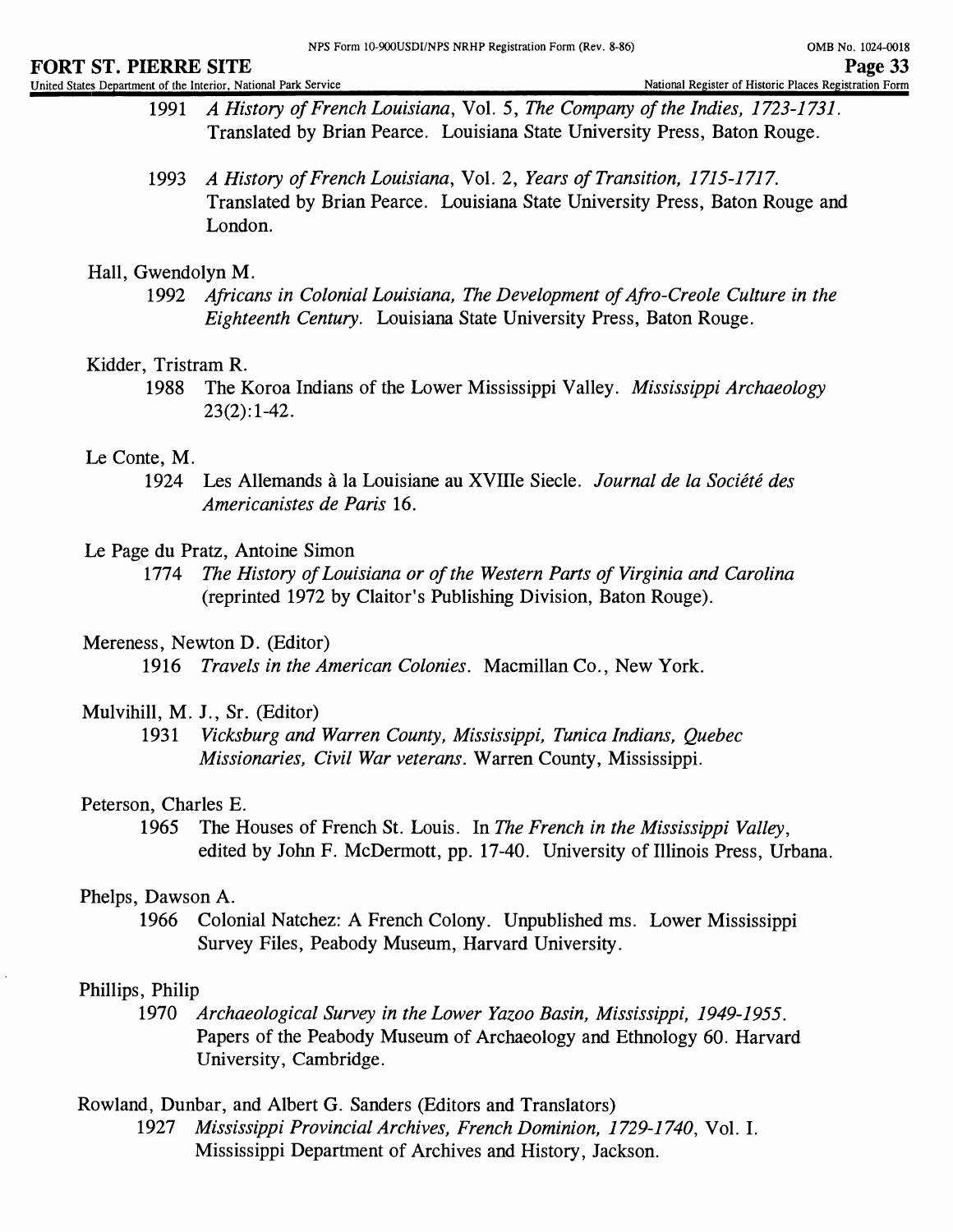1991 *A History of French Louisiana*, Vol. 5, *The Company of the Indies, 1723-1731*. Translated by Brian Pearce. Louisiana State University Press, Baton Rouge.

1993 *A History of French Louisiana*, Vol. 2, *Years of Transition, 1715-1717*. Translated by Brian Pearce. Louisiana State University Press, Baton Rouge and London.

Hall, Gwendolyn M.

1992 *Africans in Colonial Louisiana, The Development of Afro-Creole Culture in the Eighteenth Century*. Louisiana State University Press, Baton Rouge.

Kidder, Tristram R.

1988 The Koroa Indians of the Lower Mississippi Valley. *Mississippi Archaeology* 23(2):1-42.

Le Conte, M.

1924 Les Allemands à la Louisiane au XVIIIe Siecle. *Journal de la Société des Americanistes de Paris* 16.

Le Page du Pratz, Antoine Simon

1774 *The History of Louisiana or of the Western Parts of Virginia and Carolina* (reprinted 1972 by Claitor's Publishing Division, Baton Rouge).

Mereness, Newton D. (Editor)

1916 *Travels in the American Colonies*. Macmillan Co., New York.

Mulvihill, M. J., Sr. (Editor)

1931 *Vicksburg and Warren County, Mississippi, Tunica Indians, Quebec Missionaries, Civil War veterans*. Warren County, Mississippi.

Peterson, Charles E.

1965 The Houses of French St. Louis. In *The French in the Mississippi Valley*, edited by John F. McDermott, pp. 17-40. University of Illinois Press, Urbana.

Phelps, Dawson A.

1966 Colonial Natchez: A French Colony. Unpublished ms. Lower Mississippi Survey Files, Peabody Museum, Harvard University.

Phillips, Philip

1970 *Archaeological Survey in the Lower Yazoo Basin, Mississippi, 1949-1955*. Papers of the Peabody Museum of Archaeology and Ethnology 60. Harvard University, Cambridge.

Rowland, Dunbar, and Albert G. Sanders (Editors and Translators)

1927 *Mississippi Provincial Archives, French Dominion, 1729-1740*, Vol. I. Mississippi Department of Archives and History, Jackson.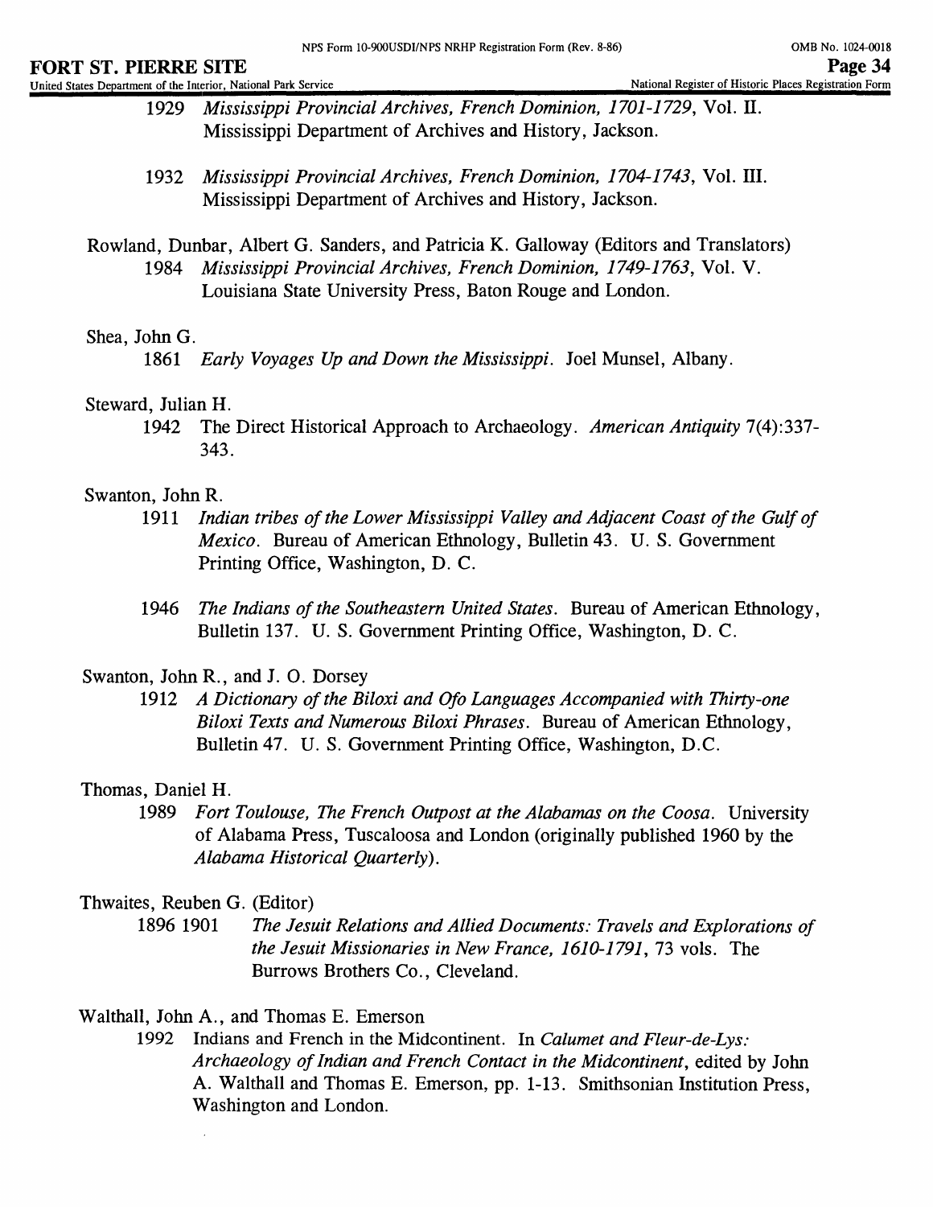1929 *Mississippi Provincial Archives, French Dominion, 1701-1729*, Vol. II. Mississippi Department of Archives and History, Jackson.

1932 *Mississippi Provincial Archives, French Dominion, 1704-1743*, Vol. III. Mississippi Department of Archives and History, Jackson.

Rowland, Dunbar, Albert G. Sanders, and Patricia K. Galloway (Editors and Translators)

1984 *Mississippi Provincial Archives, French Dominion, 1749-1763*, Vol. V. Louisiana State University Press, Baton Rouge and London.

Shea, John G.

1861 *Early Voyages Up and Down the Mississippi*. Joel Munsel, Albany.

Steward, Julian H.

1942 The Direct Historical Approach to Archaeology. *American Antiquity* 7(4):337-343.

Swanton, John R.

1911 *Indian tribes of the Lower Mississippi Valley and Adjacent Coast of the Gulf of Mexico*. Bureau of American Ethnology, Bulletin 43. U. S. Government Printing Office, Washington, D. C.

1946 *The Indians of the Southeastern United States*. Bureau of American Ethnology, Bulletin 137. U. S. Government Printing Office, Washington, D. C.

Swanton, John R., and J. O. Dorsey

1912 *A Dictionary of the Biloxi and Ofo Languages Accompanied with Thirty-one Biloxi Texts and Numerous Biloxi Phrases*. Bureau of American Ethnology, Bulletin 47. U. S. Government Printing Office, Washington, D.C.

Thomas, Daniel H.

1989 *Fort Toulouse, The French Outpost at the Alabamas on the Coosa*. University of Alabama Press, Tuscaloosa and London (originally published 1960 by the *Alabama Historical Quarterly*).

Thwaites, Reuben G. (Editor)

1896 1901 *The Jesuit Relations and Allied Documents: Travels and Explorations of the Jesuit Missionaries in New France, 1610-1791*, 73 vols. The Burrows Brothers Co., Cleveland.

Walthall, John A., and Thomas E. Emerson

1992 Indians and French in the Midcontinent. In *Calumet and Fleur-de-Lys: Archaeology of Indian and French Contact in the Midcontinent*, edited by John A. Walthall and Thomas E. Emerson, pp. 1-13. Smithsonian Institution Press, Washington and London.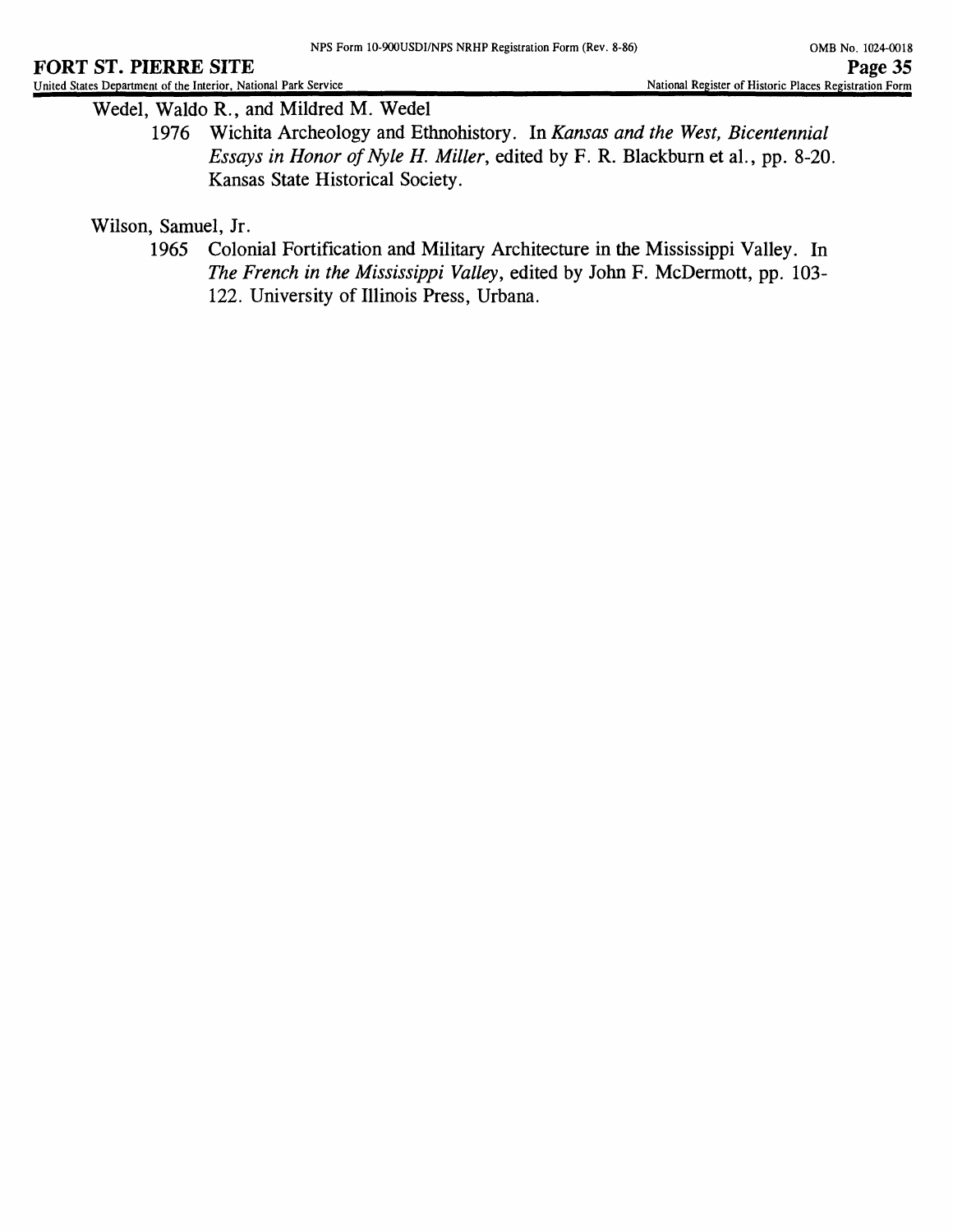Wedel, Waldo R., and Mildred M. Wedel

1976 Wichita Archeology and Ethnohistory. In *Kansas and the West, Bicentennial Essays in Honor of Nyle H. Miller*, edited by F. R. Blackburn et al., pp. 8-20. Kansas State Historical Society.

Wilson, Samuel, Jr.

1965 Colonial Fortification and Military Architecture in the Mississippi Valley. In *The French in the Mississippi Valley*, edited by John F. McDermott, pp. 103-122. University of Illinois Press, Urbana.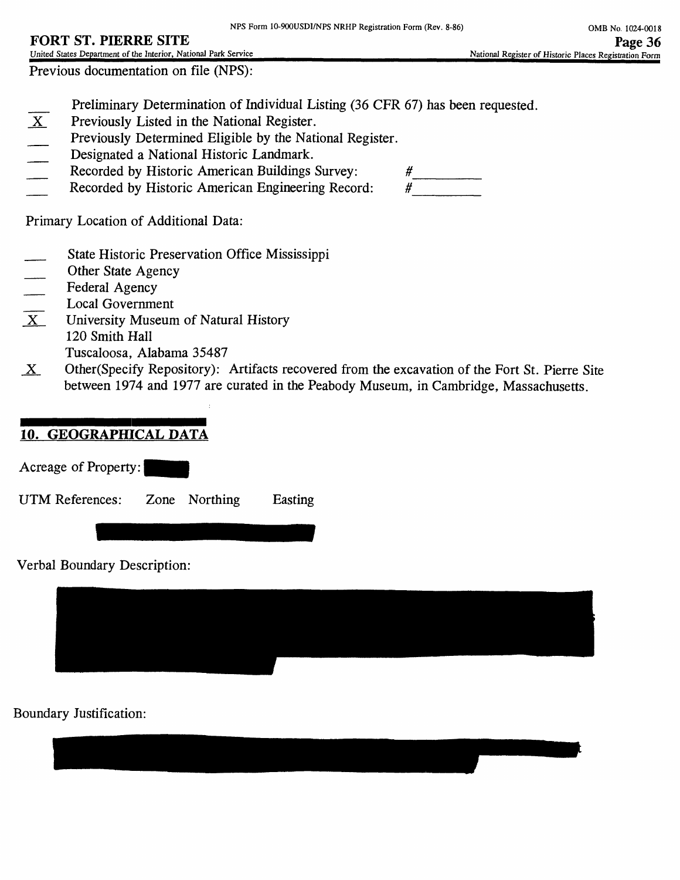Previous documentation on file (NPS):

___ Preliminary Determination of Individual Listing (36 CFR 67) has been requested.
_X_ Previously Listed in the National Register.
___ Previously Determined Eligible by the National Register.
___ Designated a National Historic Landmark.
___ Recorded by Historic American Buildings Survey: #________
___ Recorded by Historic American Engineering Record: #________

Primary Location of Additional Data:

___ State Historic Preservation Office Mississippi
___ Other State Agency
___ Federal Agency
___ Local Government
_X_ University Museum of Natural History
120 Smith Hall
Tuscaloosa, Alabama 35487
_X_ Other(Specify Repository): Artifacts recovered from the excavation of the Fort St. Pierre Site between 1974 and 1977 are curated in the Peabody Museum, in Cambridge, Massachusetts.

## 10. GEOGRAPHICAL DATA

Acreage of Property:

UTM References: Zone Northing Easting

Verbal Boundary Description:

Boundary Justification: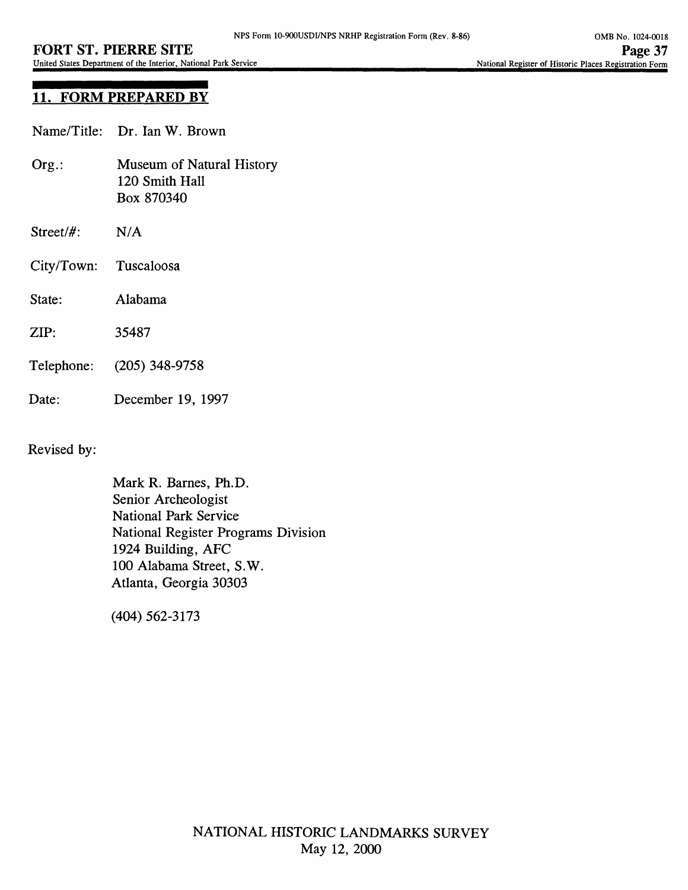## 11. FORM PREPARED BY

Name/Title: Dr. Ian W. Brown

Org.: Museum of Natural History
120 Smith Hall
Box 870340

Street/#: N/A

City/Town: Tuscaloosa

State: Alabama

ZIP: 35487

Telephone: (205) 348-9758

Date: December 19, 1997

Revised by:

Mark R. Barnes, Ph.D.
Senior Archeologist
National Park Service
National Register Programs Division
1924 Building, AFC
100 Alabama Street, S.W.
Atlanta, Georgia 30303

(404) 562-3173

NATIONAL HISTORIC LANDMARKS SURVEY
May 12, 2000